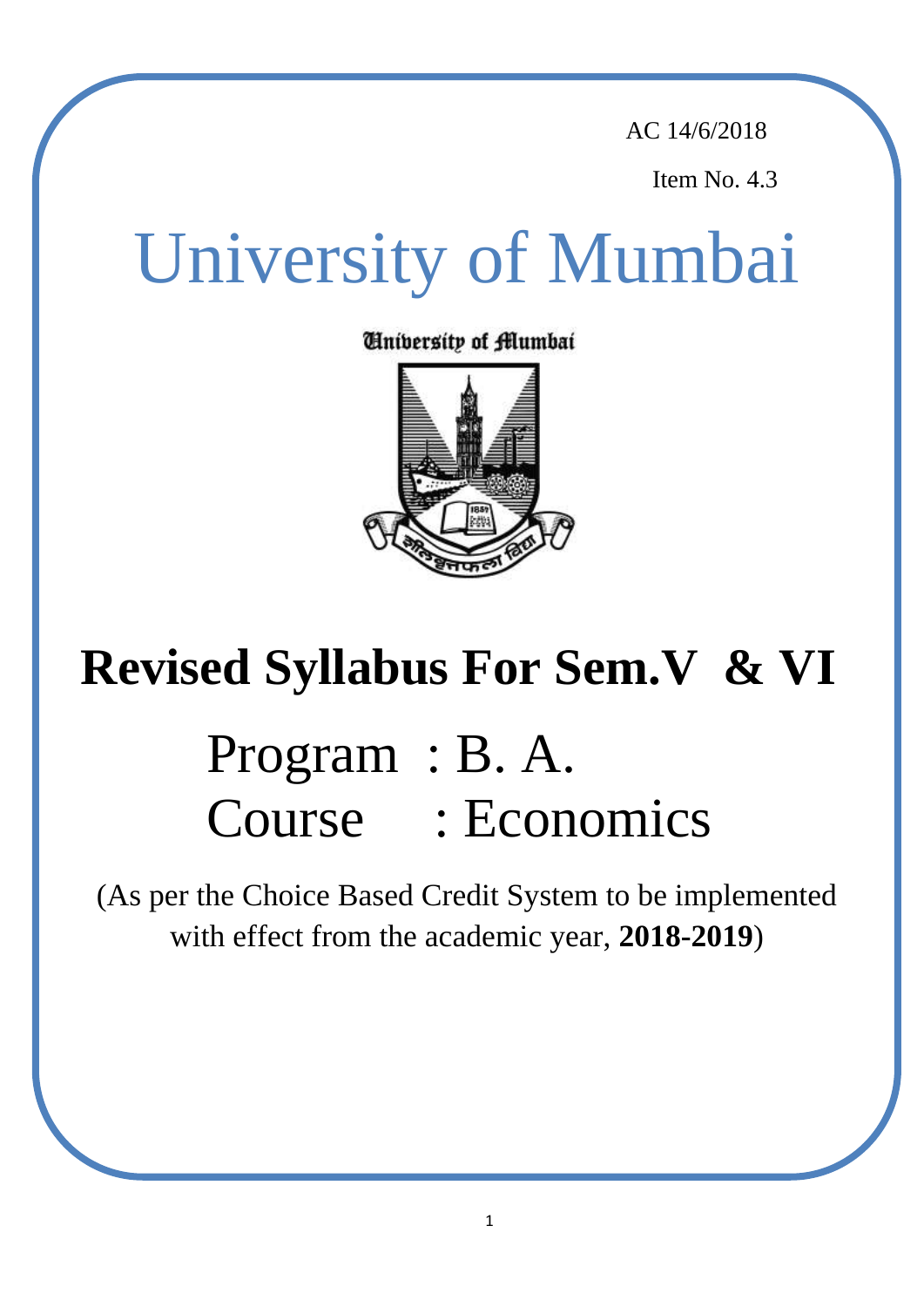AC 14/6/2018

Item No. 4.3

# University of Mumbai

University of Mumbai

# Revised Syllabus For Sem.V & VI

## Program : B. A.
## Course : Economics

(As per the Choice Based Credit System to be implemented with effect from the academic year, **2018-2019**)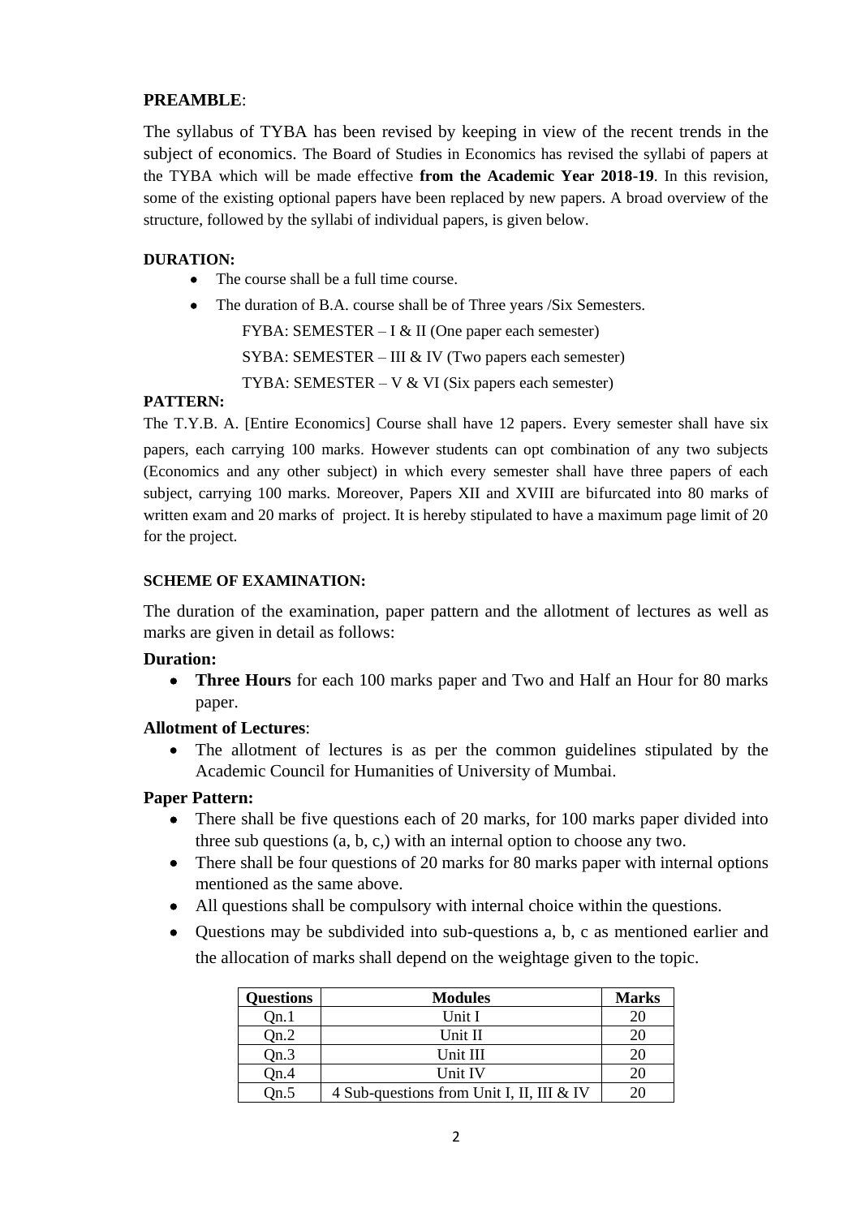**PREAMBLE**:

The syllabus of TYBA has been revised by keeping in view of the recent trends in the subject of economics. The Board of Studies in Economics has revised the syllabi of papers at the TYBA which will be made effective **from the Academic Year 2018-19**. In this revision, some of the existing optional papers have been replaced by new papers. A broad overview of the structure, followed by the syllabi of individual papers, is given below.

**DURATION:**

- The course shall be a full time course.
- The duration of B.A. course shall be of Three years /Six Semesters.

  FYBA: SEMESTER – I & II (One paper each semester)

  SYBA: SEMESTER – III & IV (Two papers each semester)

  TYBA: SEMESTER – V & VI (Six papers each semester)

**PATTERN:**

The T.Y.B. A. [Entire Economics] Course shall have 12 papers. Every semester shall have six papers, each carrying 100 marks. However students can opt combination of any two subjects (Economics and any other subject) in which every semester shall have three papers of each subject, carrying 100 marks. Moreover, Papers XII and XVIII are bifurcated into 80 marks of written exam and 20 marks of project. It is hereby stipulated to have a maximum page limit of 20 for the project.

**SCHEME OF EXAMINATION:**

The duration of the examination, paper pattern and the allotment of lectures as well as marks are given in detail as follows:

**Duration:**

- **Three Hours** for each 100 marks paper and Two and Half an Hour for 80 marks paper.

**Allotment of Lectures**:

- The allotment of lectures is as per the common guidelines stipulated by the Academic Council for Humanities of University of Mumbai.

**Paper Pattern:**

- There shall be five questions each of 20 marks, for 100 marks paper divided into three sub questions (a, b, c,) with an internal option to choose any two.
- There shall be four questions of 20 marks for 80 marks paper with internal options mentioned as the same above.
- All questions shall be compulsory with internal choice within the questions.
- Questions may be subdivided into sub-questions a, b, c as mentioned earlier and the allocation of marks shall depend on the weightage given to the topic.

| Questions | Modules | Marks |
|---|---|---|
| Qn.1 | Unit I | 20 |
| Qn.2 | Unit II | 20 |
| Qn.3 | Unit III | 20 |
| Qn.4 | Unit IV | 20 |
| Qn.5 | 4 Sub-questions from Unit I, II, III & IV | 20 |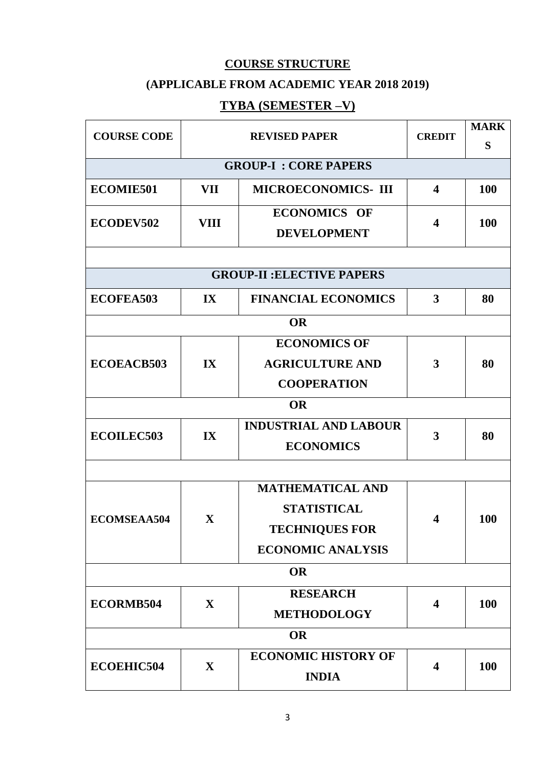## COURSE STRUCTURE

## (APPLICABLE FROM ACADEMIC YEAR 2018 2019)

## TYBA (SEMESTER –V)

| COURSE CODE | REVISED PAPER | | CREDIT | MARKS |
|---|---|---|---|---|
| **GROUP-I : CORE PAPERS** | | | | |
| ECOMIE501 | VII | MICROECONOMICS- III | 4 | 100 |
| ECODEV502 | VIII | ECONOMICS OF DEVELOPMENT | 4 | 100 |
| | | | | |
| **GROUP-II :ELECTIVE PAPERS** | | | | |
| ECOFEA503 | IX | FINANCIAL ECONOMICS | 3 | 80 |
| **OR** | | | | |
| ECOEACB503 | IX | ECONOMICS OF AGRICULTURE AND COOPERATION | 3 | 80 |
| **OR** | | | | |
| ECOILEC503 | IX | INDUSTRIAL AND LABOUR ECONOMICS | 3 | 80 |
| | | | | |
| ECOMSEAA504 | X | MATHEMATICAL AND STATISTICAL TECHNIQUES FOR ECONOMIC ANALYSIS | 4 | 100 |
| **OR** | | | | |
| ECORMB504 | X | RESEARCH METHODOLOGY | 4 | 100 |
| **OR** | | | | |
| ECOEHIC504 | X | ECONOMIC HISTORY OF INDIA | 4 | 100 |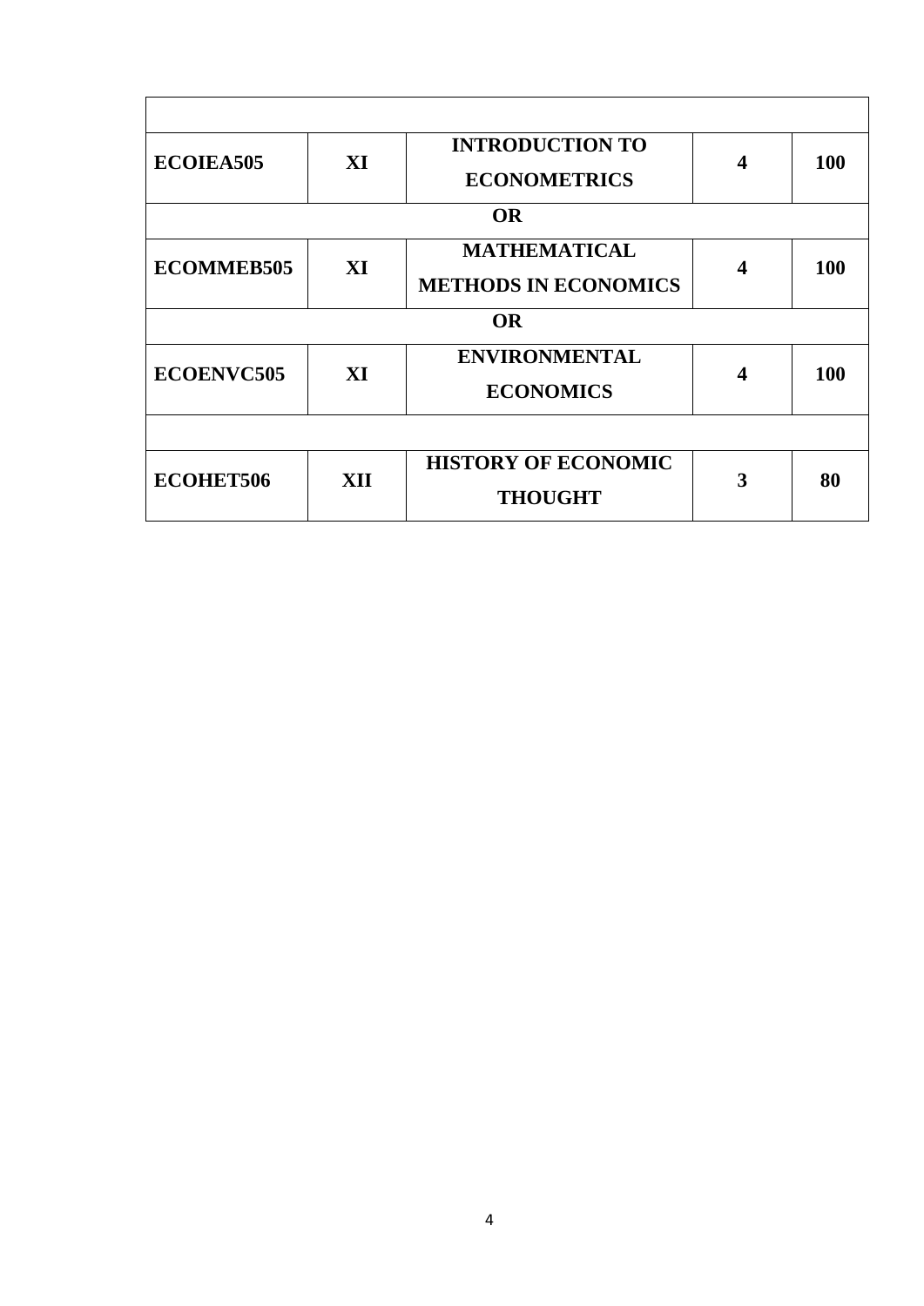| | | | | |
|---|---|---|---|---|
| | | | | |
| **ECOIEA505** | **XI** | **INTRODUCTION TO ECONOMETRICS** | **4** | **100** |
| | | **OR** | | |
| **ECOMMEB505** | **XI** | **MATHEMATICAL METHODS IN ECONOMICS** | **4** | **100** |
| | | **OR** | | |
| **ECOENVC505** | **XI** | **ENVIRONMENTAL ECONOMICS** | **4** | **100** |
| | | | | |
| **ECOHET506** | **XII** | **HISTORY OF ECONOMIC THOUGHT** | **3** | **80** |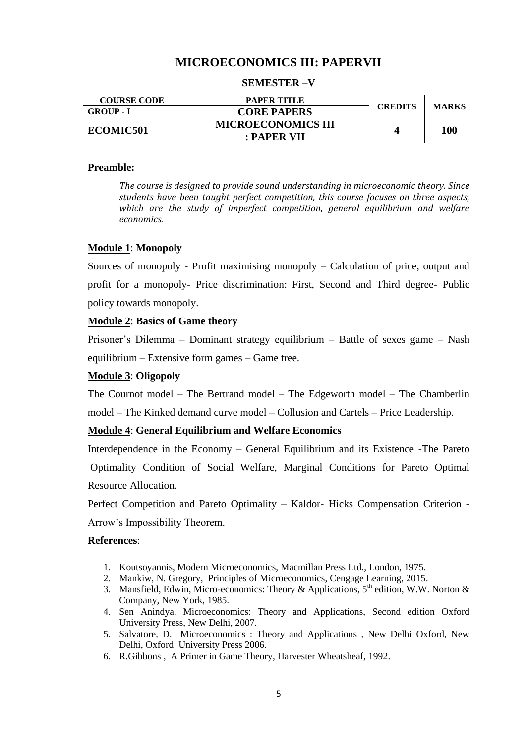# MICROECONOMICS III: PAPERVII

## SEMESTER –V

| COURSE CODE | PAPER TITLE | CREDITS | MARKS |
|---|---|---|---|
| GROUP - I | CORE PAPERS | | |
| ECOMIC501 | MICROECONOMICS III : PAPER VII | 4 | 100 |

**Preamble:**

*The course is designed to provide sound understanding in microeconomic theory. Since students have been taught perfect competition, this course focuses on three aspects, which are the study of imperfect competition, general equilibrium and welfare economics.*

**Module 1**: **Monopoly**

Sources of monopoly - Profit maximising monopoly – Calculation of price, output and profit for a monopoly- Price discrimination: First, Second and Third degree- Public policy towards monopoly.

**Module 2**: **Basics of Game theory**

Prisoner's Dilemma – Dominant strategy equilibrium – Battle of sexes game – Nash equilibrium – Extensive form games – Game tree.

**Module 3**: **Oligopoly**

The Cournot model – The Bertrand model – The Edgeworth model – The Chamberlin model – The Kinked demand curve model – Collusion and Cartels – Price Leadership.

**Module 4**: **General Equilibrium and Welfare Economics**

Interdependence in the Economy – General Equilibrium and its Existence -The Pareto Optimality Condition of Social Welfare, Marginal Conditions for Pareto Optimal Resource Allocation.

Perfect Competition and Pareto Optimality – Kaldor- Hicks Compensation Criterion - Arrow's Impossibility Theorem.

**References**:

1. Koutsoyannis, Modern Microeconomics, Macmillan Press Ltd., London, 1975.
2. Mankiw, N. Gregory, Principles of Microeconomics, Cengage Learning, 2015.
3. Mansfield, Edwin, Micro-economics: Theory & Applications, 5th edition, W.W. Norton & Company, New York, 1985.
4. Sen Anindya, Microeconomics: Theory and Applications, Second edition Oxford University Press, New Delhi, 2007.
5. Salvatore, D. Microeconomics : Theory and Applications , New Delhi Oxford, New Delhi, Oxford University Press 2006.
6. R.Gibbons , A Primer in Game Theory, Harvester Wheatsheaf, 1992.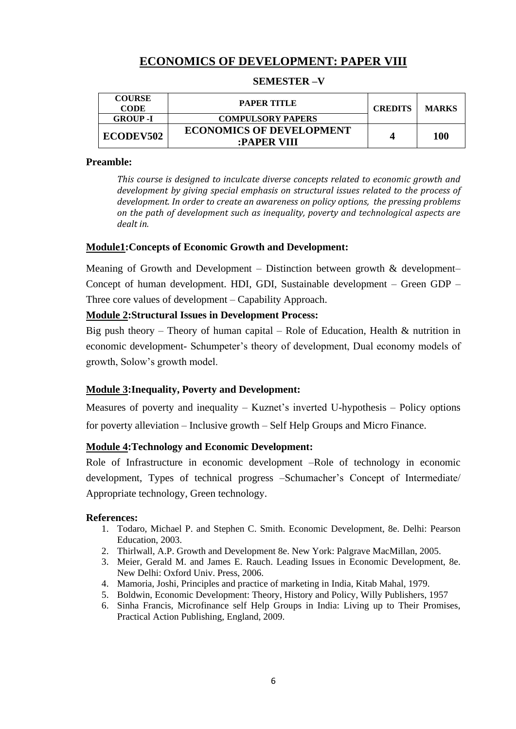# ECONOMICS OF DEVELOPMENT: PAPER VIII

**SEMESTER –V**

| COURSE CODE | PAPER TITLE | CREDITS | MARKS |
|---|---|---|---|
| GROUP -I | COMPULSORY PAPERS | | |
| **ECODEV502** | **ECONOMICS OF DEVELOPMENT :PAPER VIII** | **4** | **100** |

**Preamble:**

*This course is designed to inculcate diverse concepts related to economic growth and development by giving special emphasis on structural issues related to the process of development. In order to create an awareness on policy options, the pressing problems on the path of development such as inequality, poverty and technological aspects are dealt in.*

**Module1:Concepts of Economic Growth and Development:**

Meaning of Growth and Development – Distinction between growth & development– Concept of human development. HDI, GDI, Sustainable development – Green GDP – Three core values of development – Capability Approach.

**Module 2:Structural Issues in Development Process:**

Big push theory – Theory of human capital – Role of Education, Health & nutrition in economic development- Schumpeter's theory of development, Dual economy models of growth, Solow's growth model.

**Module 3:Inequality, Poverty and Development:**

Measures of poverty and inequality – Kuznet's inverted U-hypothesis – Policy options for poverty alleviation – Inclusive growth – Self Help Groups and Micro Finance.

**Module 4:Technology and Economic Development:**

Role of Infrastructure in economic development –Role of technology in economic development, Types of technical progress –Schumacher's Concept of Intermediate/ Appropriate technology, Green technology.

**References:**

1. Todaro, Michael P. and Stephen C. Smith. Economic Development, 8e. Delhi: Pearson Education, 2003.
2. Thirlwall, A.P. Growth and Development 8e. New York: Palgrave MacMillan, 2005.
3. Meier, Gerald M. and James E. Rauch. Leading Issues in Economic Development, 8e. New Delhi: Oxford Univ. Press, 2006.
4. Mamoria, Joshi, Principles and practice of marketing in India, Kitab Mahal, 1979.
5. Boldwin, Economic Development: Theory, History and Policy, Willy Publishers, 1957
6. Sinha Francis, Microfinance self Help Groups in India: Living up to Their Promises, Practical Action Publishing, England, 2009.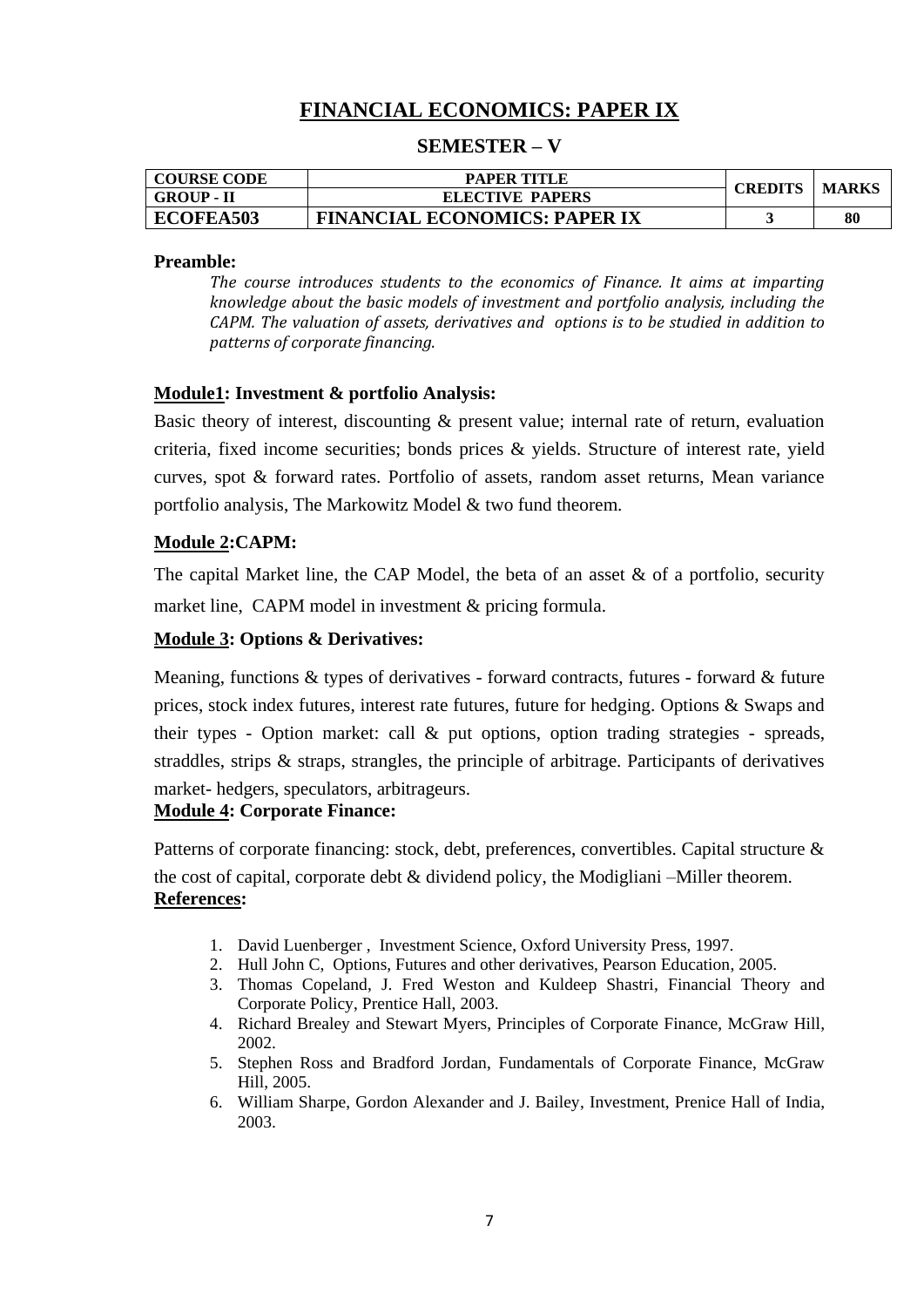# FINANCIAL ECONOMICS: PAPER IX

## SEMESTER – V

| COURSE CODE | PAPER TITLE | CREDITS | MARKS |
|---|---|---|---|
| GROUP - II | ELECTIVE PAPERS | | |
| **ECOFEA503** | **FINANCIAL ECONOMICS: PAPER IX** | **3** | **80** |

**Preamble:**

*The course introduces students to the economics of Finance. It aims at imparting knowledge about the basic models of investment and portfolio analysis, including the CAPM. The valuation of assets, derivatives and options is to be studied in addition to patterns of corporate financing.*

**Module1: Investment & portfolio Analysis:**

Basic theory of interest, discounting & present value; internal rate of return, evaluation criteria, fixed income securities; bonds prices & yields. Structure of interest rate, yield curves, spot & forward rates. Portfolio of assets, random asset returns, Mean variance portfolio analysis, The Markowitz Model & two fund theorem.

**Module 2:CAPM:**

The capital Market line, the CAP Model, the beta of an asset & of a portfolio, security market line, CAPM model in investment & pricing formula.

**Module 3: Options & Derivatives:**

Meaning, functions & types of derivatives - forward contracts, futures - forward & future prices, stock index futures, interest rate futures, future for hedging. Options & Swaps and their types - Option market: call & put options, option trading strategies - spreads, straddles, strips & straps, strangles, the principle of arbitrage. Participants of derivatives market- hedgers, speculators, arbitrageurs.

**Module 4: Corporate Finance:**

Patterns of corporate financing: stock, debt, preferences, convertibles. Capital structure & the cost of capital, corporate debt & dividend policy, the Modigliani –Miller theorem.

**References:**

1. David Luenberger , Investment Science, Oxford University Press, 1997.
2. Hull John C, Options, Futures and other derivatives, Pearson Education, 2005.
3. Thomas Copeland, J. Fred Weston and Kuldeep Shastri, Financial Theory and Corporate Policy, Prentice Hall, 2003.
4. Richard Brealey and Stewart Myers, Principles of Corporate Finance, McGraw Hill, 2002.
5. Stephen Ross and Bradford Jordan, Fundamentals of Corporate Finance, McGraw Hill, 2005.
6. William Sharpe, Gordon Alexander and J. Bailey, Investment, Prenice Hall of India, 2003.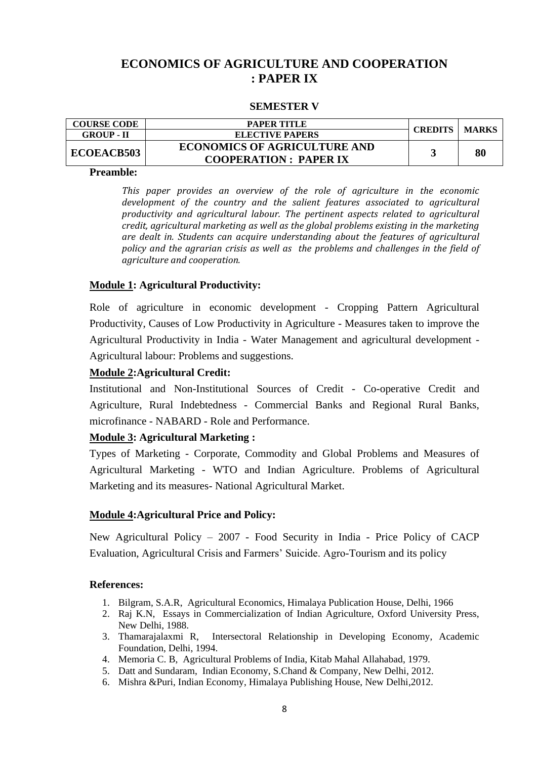# ECONOMICS OF AGRICULTURE AND COOPERATION : PAPER IX

### SEMESTER V

| COURSE CODE | PAPER TITLE | CREDITS | MARKS |
|---|---|---|---|
| GROUP - II | ELECTIVE PAPERS | | |
| **ECOEACB503** | **ECONOMICS OF AGRICULTURE AND COOPERATION : PAPER IX** | **3** | **80** |

**Preamble:**

*This paper provides an overview of the role of agriculture in the economic development of the country and the salient features associated to agricultural productivity and agricultural labour. The pertinent aspects related to agricultural credit, agricultural marketing as well as the global problems existing in the marketing are dealt in. Students can acquire understanding about the features of agricultural policy and the agrarian crisis as well as the problems and challenges in the field of agriculture and cooperation.*

**Module 1: Agricultural Productivity:**

Role of agriculture in economic development - Cropping Pattern Agricultural Productivity, Causes of Low Productivity in Agriculture - Measures taken to improve the Agricultural Productivity in India - Water Management and agricultural development - Agricultural labour: Problems and suggestions.

**Module 2:Agricultural Credit:**

Institutional and Non-Institutional Sources of Credit - Co-operative Credit and Agriculture, Rural Indebtedness - Commercial Banks and Regional Rural Banks, microfinance - NABARD - Role and Performance.

**Module 3: Agricultural Marketing :**

Types of Marketing - Corporate, Commodity and Global Problems and Measures of Agricultural Marketing - WTO and Indian Agriculture. Problems of Agricultural Marketing and its measures- National Agricultural Market.

**Module 4:Agricultural Price and Policy:**

New Agricultural Policy – 2007 - Food Security in India - Price Policy of CACP Evaluation, Agricultural Crisis and Farmers' Suicide. Agro-Tourism and its policy

**References:**

1. Bilgram, S.A.R, Agricultural Economics, Himalaya Publication House, Delhi, 1966
2. Raj K.N, Essays in Commercialization of Indian Agriculture, Oxford University Press, New Delhi, 1988.
3. Thamarajalaxmi R, Intersectoral Relationship in Developing Economy, Academic Foundation, Delhi, 1994.
4. Memoria C. B, Agricultural Problems of India, Kitab Mahal Allahabad, 1979.
5. Datt and Sundaram, Indian Economy, S.Chand & Company, New Delhi, 2012.
6. Mishra &Puri, Indian Economy, Himalaya Publishing House, New Delhi,2012.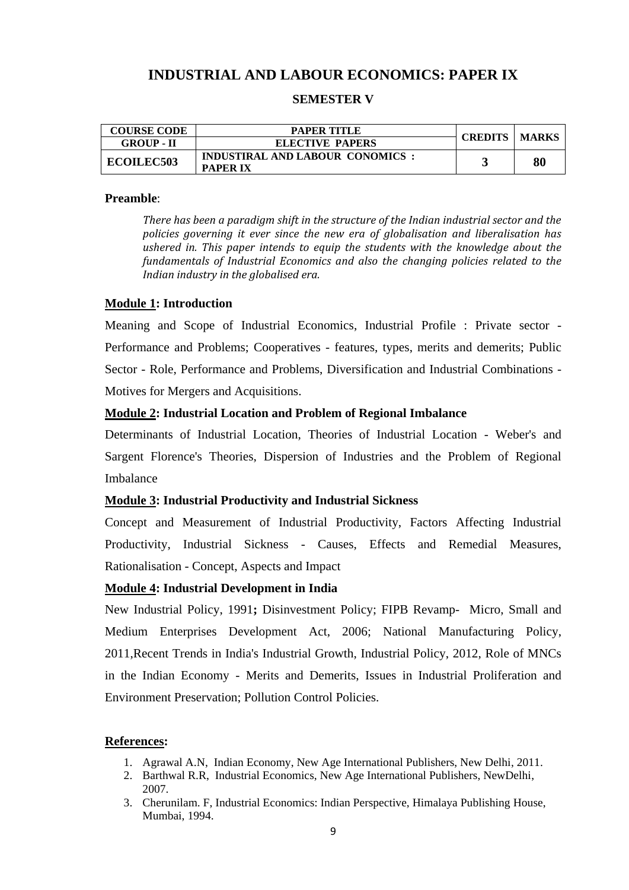# INDUSTRIAL AND LABOUR ECONOMICS: PAPER IX

## SEMESTER V

| COURSE CODE | PAPER TITLE | CREDITS | MARKS |
|---|---|---|---|
| GROUP - II | ELECTIVE PAPERS | | |
| ECOILEC503 | INDUSTIRAL AND LABOUR CONOMICS : PAPER IX | 3 | 80 |

**Preamble**:

*There has been a paradigm shift in the structure of the Indian industrial sector and the policies governing it ever since the new era of globalisation and liberalisation has ushered in. This paper intends to equip the students with the knowledge about the fundamentals of Industrial Economics and also the changing policies related to the Indian industry in the globalised era.*

**Module 1: Introduction**

Meaning and Scope of Industrial Economics, Industrial Profile : Private sector - Performance and Problems; Cooperatives - features, types, merits and demerits; Public Sector - Role, Performance and Problems, Diversification and Industrial Combinations - Motives for Mergers and Acquisitions.

**Module 2: Industrial Location and Problem of Regional Imbalance**

Determinants of Industrial Location, Theories of Industrial Location - Weber's and Sargent Florence's Theories, Dispersion of Industries and the Problem of Regional Imbalance

**Module 3: Industrial Productivity and Industrial Sickness**

Concept and Measurement of Industrial Productivity, Factors Affecting Industrial Productivity, Industrial Sickness - Causes, Effects and Remedial Measures, Rationalisation - Concept, Aspects and Impact

**Module 4: Industrial Development in India**

New Industrial Policy, 1991**;** Disinvestment Policy; FIPB Revamp- Micro, Small and Medium Enterprises Development Act, 2006; National Manufacturing Policy, 2011,Recent Trends in India's Industrial Growth, Industrial Policy, 2012, Role of MNCs in the Indian Economy - Merits and Demerits, Issues in Industrial Proliferation and Environment Preservation; Pollution Control Policies.

**References:**

1. Agrawal A.N, Indian Economy, New Age International Publishers, New Delhi, 2011.
2. Barthwal R.R, Industrial Economics, New Age International Publishers, NewDelhi, 2007.
3. Cherunilam. F, Industrial Economics: Indian Perspective, Himalaya Publishing House, Mumbai, 1994.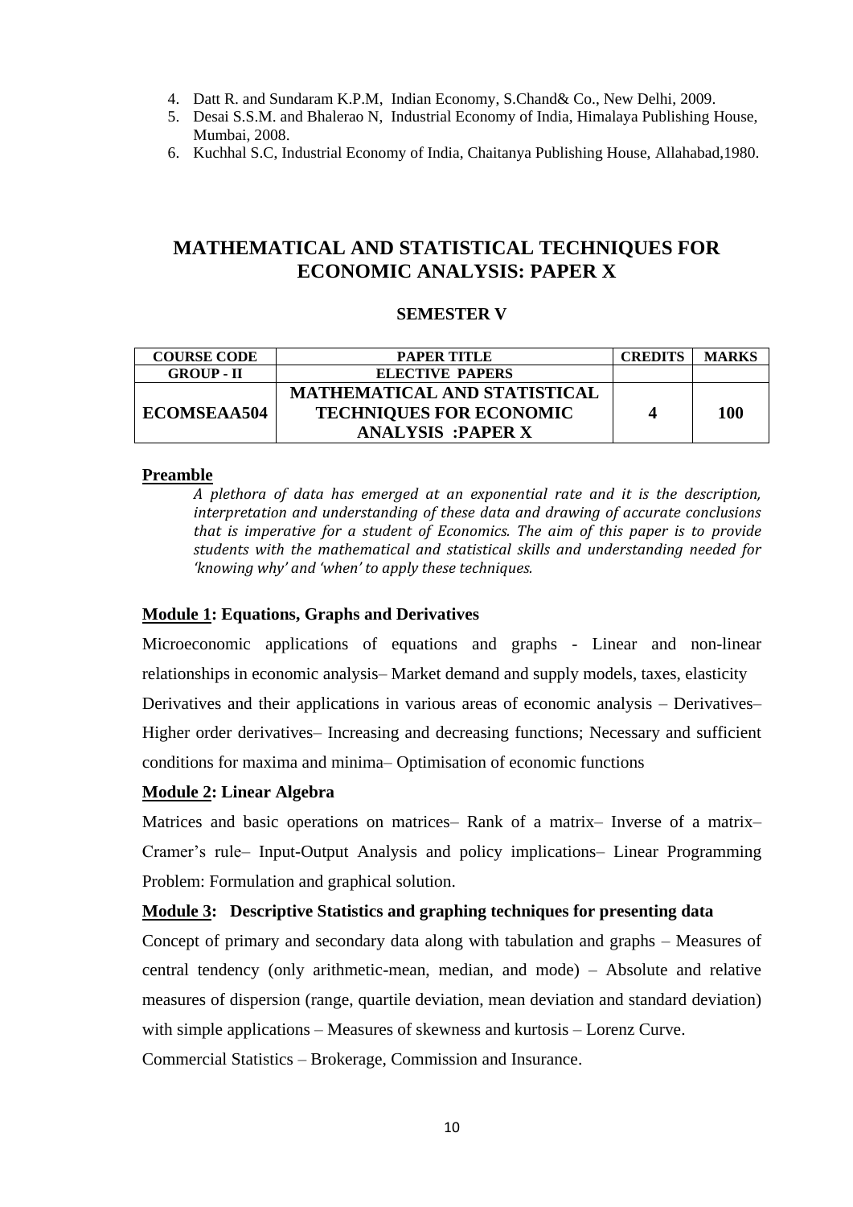4. Datt R. and Sundaram K.P.M, Indian Economy, S.Chand& Co., New Delhi, 2009.
5. Desai S.S.M. and Bhalerao N, Industrial Economy of India, Himalaya Publishing House, Mumbai, 2008.
6. Kuchhal S.C, Industrial Economy of India, Chaitanya Publishing House, Allahabad,1980.

# MATHEMATICAL AND STATISTICAL TECHNIQUES FOR ECONOMIC ANALYSIS: PAPER X

### SEMESTER V

| COURSE CODE | PAPER TITLE | CREDITS | MARKS |
|---|---|---|---|
| GROUP - II | ELECTIVE PAPERS | | |
| ECOMSEAA504 | MATHEMATICAL AND STATISTICAL TECHNIQUES FOR ECONOMIC ANALYSIS :PAPER X | 4 | 100 |

**Preamble**

*A plethora of data has emerged at an exponential rate and it is the description, interpretation and understanding of these data and drawing of accurate conclusions that is imperative for a student of Economics. The aim of this paper is to provide students with the mathematical and statistical skills and understanding needed for 'knowing why' and 'when' to apply these techniques.*

**Module 1: Equations, Graphs and Derivatives**

Microeconomic applications of equations and graphs - Linear and non-linear relationships in economic analysis– Market demand and supply models, taxes, elasticity

Derivatives and their applications in various areas of economic analysis – Derivatives– Higher order derivatives– Increasing and decreasing functions; Necessary and sufficient conditions for maxima and minima– Optimisation of economic functions

**Module 2: Linear Algebra**

Matrices and basic operations on matrices– Rank of a matrix– Inverse of a matrix– Cramer's rule– Input-Output Analysis and policy implications– Linear Programming Problem: Formulation and graphical solution.

**Module 3: Descriptive Statistics and graphing techniques for presenting data**

Concept of primary and secondary data along with tabulation and graphs – Measures of central tendency (only arithmetic-mean, median, and mode) – Absolute and relative measures of dispersion (range, quartile deviation, mean deviation and standard deviation) with simple applications – Measures of skewness and kurtosis – Lorenz Curve.

Commercial Statistics – Brokerage, Commission and Insurance.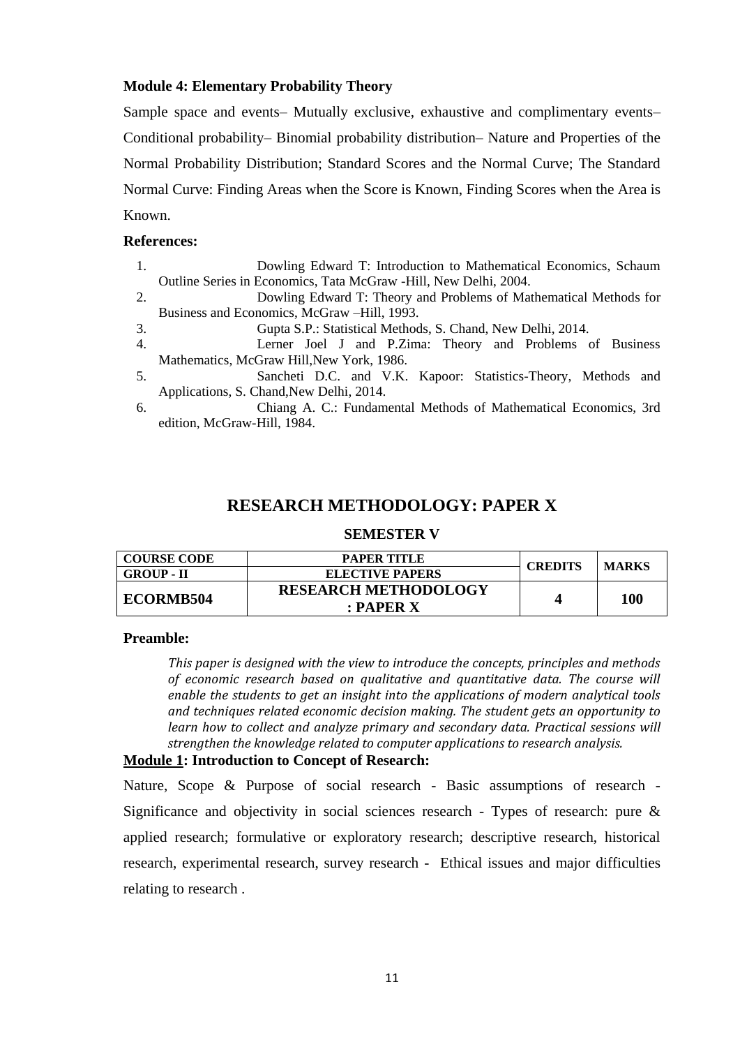**Module 4: Elementary Probability Theory**

Sample space and events– Mutually exclusive, exhaustive and complimentary events– Conditional probability– Binomial probability distribution– Nature and Properties of the Normal Probability Distribution; Standard Scores and the Normal Curve; The Standard Normal Curve: Finding Areas when the Score is Known, Finding Scores when the Area is Known.

**References:**

1. Dowling Edward T: Introduction to Mathematical Economics, Schaum Outline Series in Economics, Tata McGraw -Hill, New Delhi, 2004.
2. Dowling Edward T: Theory and Problems of Mathematical Methods for Business and Economics, McGraw –Hill, 1993.
3. Gupta S.P.: Statistical Methods, S. Chand, New Delhi, 2014.
4. Lerner Joel J and P.Zima: Theory and Problems of Business Mathematics, McGraw Hill,New York, 1986.
5. Sancheti D.C. and V.K. Kapoor: Statistics-Theory, Methods and Applications, S. Chand,New Delhi, 2014.
6. Chiang A. C.: Fundamental Methods of Mathematical Economics, 3rd edition, McGraw-Hill, 1984.

## RESEARCH METHODOLOGY: PAPER X

### SEMESTER V

| COURSE CODE | PAPER TITLE | CREDITS | MARKS |
|---|---|---|---|
| GROUP - II | ELECTIVE PAPERS | | |
| **ECORMB504** | **RESEARCH METHODOLOGY : PAPER X** | **4** | **100** |

**Preamble:**

*This paper is designed with the view to introduce the concepts, principles and methods of economic research based on qualitative and quantitative data. The course will enable the students to get an insight into the applications of modern analytical tools and techniques related economic decision making. The student gets an opportunity to learn how to collect and analyze primary and secondary data. Practical sessions will strengthen the knowledge related to computer applications to research analysis.*

**Module 1: Introduction to Concept of Research:**

Nature, Scope & Purpose of social research - Basic assumptions of research - Significance and objectivity in social sciences research - Types of research: pure & applied research; formulative or exploratory research; descriptive research, historical research, experimental research, survey research - Ethical issues and major difficulties relating to research .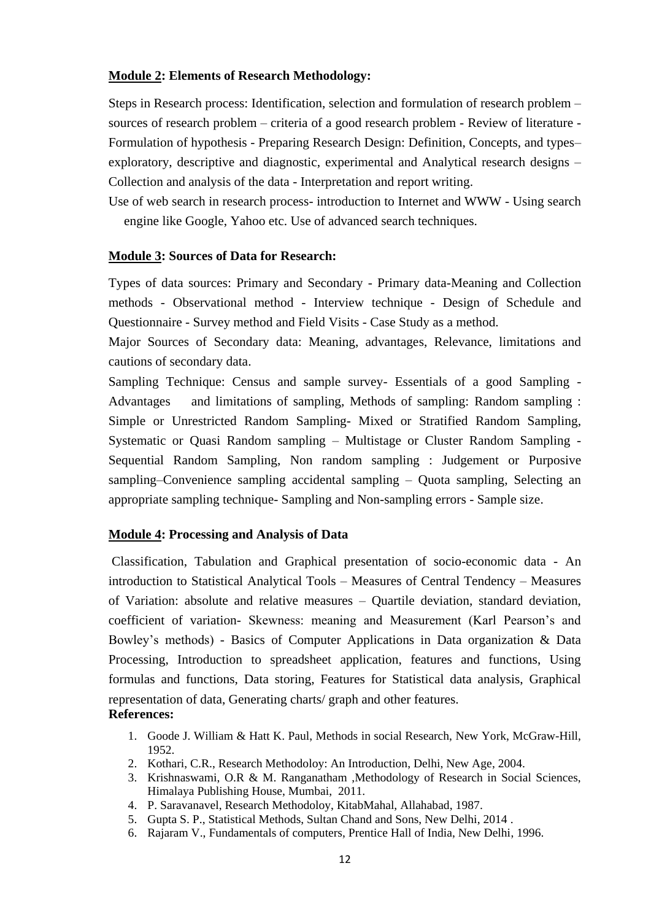**Module 2: Elements of Research Methodology:**

Steps in Research process: Identification, selection and formulation of research problem – sources of research problem – criteria of a good research problem - Review of literature - Formulation of hypothesis - Preparing Research Design: Definition, Concepts, and types– exploratory, descriptive and diagnostic, experimental and Analytical research designs – Collection and analysis of the data - Interpretation and report writing.

Use of web search in research process- introduction to Internet and WWW - Using search engine like Google, Yahoo etc. Use of advanced search techniques.

**Module 3: Sources of Data for Research:**

Types of data sources: Primary and Secondary - Primary data-Meaning and Collection methods - Observational method - Interview technique - Design of Schedule and Questionnaire - Survey method and Field Visits - Case Study as a method.

Major Sources of Secondary data: Meaning, advantages, Relevance, limitations and cautions of secondary data.

Sampling Technique: Census and sample survey- Essentials of a good Sampling - Advantages and limitations of sampling, Methods of sampling: Random sampling : Simple or Unrestricted Random Sampling- Mixed or Stratified Random Sampling, Systematic or Quasi Random sampling – Multistage or Cluster Random Sampling - Sequential Random Sampling, Non random sampling : Judgement or Purposive sampling–Convenience sampling accidental sampling – Quota sampling, Selecting an appropriate sampling technique- Sampling and Non-sampling errors - Sample size.

**Module 4: Processing and Analysis of Data**

Classification, Tabulation and Graphical presentation of socio-economic data - An introduction to Statistical Analytical Tools – Measures of Central Tendency – Measures of Variation: absolute and relative measures – Quartile deviation, standard deviation, coefficient of variation- Skewness: meaning and Measurement (Karl Pearson's and Bowley's methods) - Basics of Computer Applications in Data organization & Data Processing, Introduction to spreadsheet application, features and functions, Using formulas and functions, Data storing, Features for Statistical data analysis, Graphical representation of data, Generating charts/ graph and other features.

**References:**

1. Goode J. William & Hatt K. Paul, Methods in social Research, New York, McGraw-Hill, 1952.
2. Kothari, C.R., Research Methodoloy: An Introduction, Delhi, New Age, 2004.
3. Krishnaswami, O.R & M. Ranganatham ,Methodology of Research in Social Sciences, Himalaya Publishing House, Mumbai, 2011.
4. P. Saravanavel, Research Methodoloy, KitabMahal, Allahabad, 1987.
5. Gupta S. P., Statistical Methods, Sultan Chand and Sons, New Delhi, 2014 .
6. Rajaram V., Fundamentals of computers, Prentice Hall of India, New Delhi, 1996.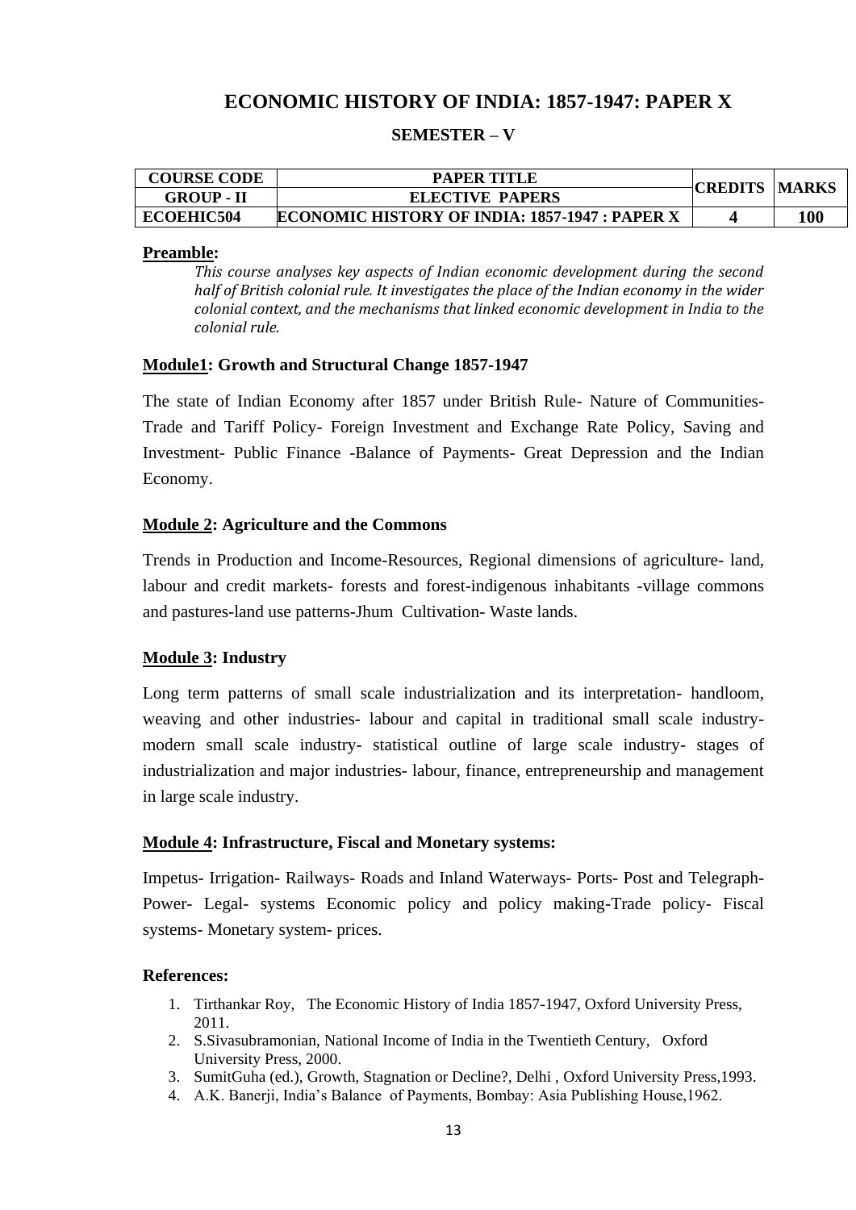## ECONOMIC HISTORY OF INDIA: 1857-1947: PAPER X

### SEMESTER – V

| COURSE CODE | PAPER TITLE | CREDITS | MARKS |
|---|---|---|---|
| GROUP - II | ELECTIVE PAPERS | | |
| ECOEHIC504 | ECONOMIC HISTORY OF INDIA: 1857-1947 : PAPER X | 4 | 100 |

**Preamble:**

*This course analyses key aspects of Indian economic development during the second half of British colonial rule. It investigates the place of the Indian economy in the wider colonial context, and the mechanisms that linked economic development in India to the colonial rule.*

**Module1: Growth and Structural Change 1857-1947**

The state of Indian Economy after 1857 under British Rule- Nature of Communities- Trade and Tariff Policy- Foreign Investment and Exchange Rate Policy, Saving and Investment- Public Finance -Balance of Payments- Great Depression and the Indian Economy.

**Module 2: Agriculture and the Commons**

Trends in Production and Income-Resources, Regional dimensions of agriculture- land, labour and credit markets- forests and forest-indigenous inhabitants -village commons and pastures-land use patterns-Jhum Cultivation- Waste lands.

**Module 3: Industry**

Long term patterns of small scale industrialization and its interpretation- handloom, weaving and other industries- labour and capital in traditional small scale industry- modern small scale industry- statistical outline of large scale industry- stages of industrialization and major industries- labour, finance, entrepreneurship and management in large scale industry.

**Module 4: Infrastructure, Fiscal and Monetary systems:**

Impetus- Irrigation- Railways- Roads and Inland Waterways- Ports- Post and Telegraph- Power- Legal- systems Economic policy and policy making-Trade policy- Fiscal systems- Monetary system- prices.

**References:**

1. Tirthankar Roy, The Economic History of India 1857-1947, Oxford University Press, 2011.
2. S.Sivasubramonian, National Income of India in the Twentieth Century, Oxford University Press, 2000.
3. SumitGuha (ed.), Growth, Stagnation or Decline?, Delhi , Oxford University Press,1993.
4. A.K. Banerji, India's Balance of Payments, Bombay: Asia Publishing House,1962.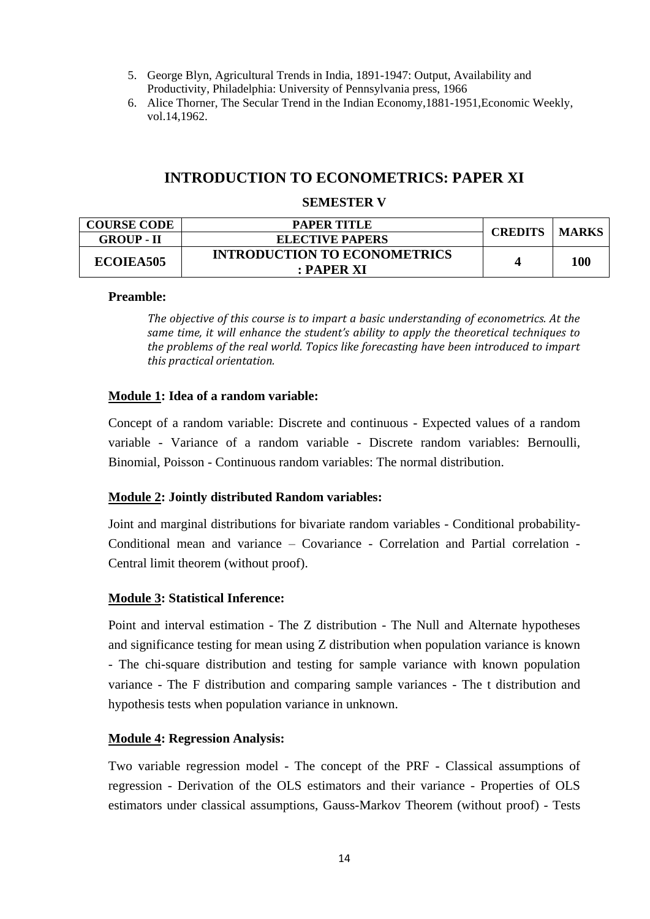5. George Blyn, Agricultural Trends in India, 1891-1947: Output, Availability and Productivity, Philadelphia: University of Pennsylvania press, 1966
6. Alice Thorner, The Secular Trend in the Indian Economy,1881-1951,Economic Weekly, vol.14,1962.

## INTRODUCTION TO ECONOMETRICS: PAPER XI

### SEMESTER V

| COURSE CODE | PAPER TITLE | CREDITS | MARKS |
|---|---|---|---|
| GROUP - II | ELECTIVE PAPERS | | |
| ECOIEA505 | INTRODUCTION TO ECONOMETRICS : PAPER XI | 4 | 100 |

**Preamble:**

*The objective of this course is to impart a basic understanding of econometrics. At the same time, it will enhance the student's ability to apply the theoretical techniques to the problems of the real world. Topics like forecasting have been introduced to impart this practical orientation.*

**Module 1: Idea of a random variable:**

Concept of a random variable: Discrete and continuous - Expected values of a random variable - Variance of a random variable - Discrete random variables: Bernoulli, Binomial, Poisson - Continuous random variables: The normal distribution.

**Module 2: Jointly distributed Random variables:**

Joint and marginal distributions for bivariate random variables - Conditional probability- Conditional mean and variance – Covariance - Correlation and Partial correlation - Central limit theorem (without proof).

**Module 3: Statistical Inference:**

Point and interval estimation - The Z distribution - The Null and Alternate hypotheses and significance testing for mean using Z distribution when population variance is known - The chi-square distribution and testing for sample variance with known population variance - The F distribution and comparing sample variances - The t distribution and hypothesis tests when population variance in unknown.

**Module 4: Regression Analysis:**

Two variable regression model - The concept of the PRF - Classical assumptions of regression - Derivation of the OLS estimators and their variance - Properties of OLS estimators under classical assumptions, Gauss-Markov Theorem (without proof) - Tests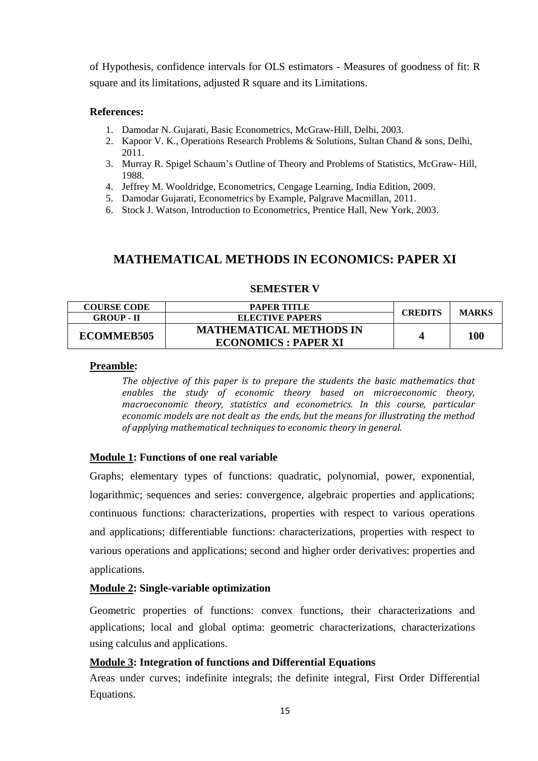of Hypothesis, confidence intervals for OLS estimators - Measures of goodness of fit: R square and its limitations, adjusted R square and its Limitations.

**References:**

1. Damodar N. Gujarati, Basic Econometrics, McGraw-Hill, Delhi, 2003.
2. Kapoor V. K., Operations Research Problems & Solutions, Sultan Chand & sons, Delhi, 2011.
3. Murray R. Spigel Schaum's Outline of Theory and Problems of Statistics, McGraw- Hill, 1988.
4. Jeffrey M. Wooldridge, Econometrics, Cengage Learning, India Edition, 2009.
5. Damodar Gujarati, Econometrics by Example, Palgrave Macmillan, 2011.
6. Stock J. Watson, Introduction to Econometrics, Prentice Hall, New York, 2003.

## MATHEMATICAL METHODS IN ECONOMICS: PAPER XI

### SEMESTER V

| COURSE CODE | PAPER TITLE | CREDITS | MARKS |
|---|---|---|---|
| GROUP - II | ELECTIVE PAPERS | | |
| **ECOMMEB505** | **MATHEMATICAL METHODS IN ECONOMICS : PAPER XI** | **4** | **100** |

**Preamble:**

*The objective of this paper is to prepare the students the basic mathematics that enables the study of economic theory based on microeconomic theory, macroeconomic theory, statistics and econometrics. In this course, particular economic models are not dealt as the ends, but the means for illustrating the method of applying mathematical techniques to economic theory in general.*

**Module 1: Functions of one real variable**

Graphs; elementary types of functions: quadratic, polynomial, power, exponential, logarithmic; sequences and series: convergence, algebraic properties and applications; continuous functions: characterizations, properties with respect to various operations and applications; differentiable functions: characterizations, properties with respect to various operations and applications; second and higher order derivatives: properties and applications.

**Module 2: Single-variable optimization**

Geometric properties of functions: convex functions, their characterizations and applications; local and global optima: geometric characterizations, characterizations using calculus and applications.

**Module 3: Integration of functions and Differential Equations**

Areas under curves; indefinite integrals; the definite integral, First Order Differential Equations.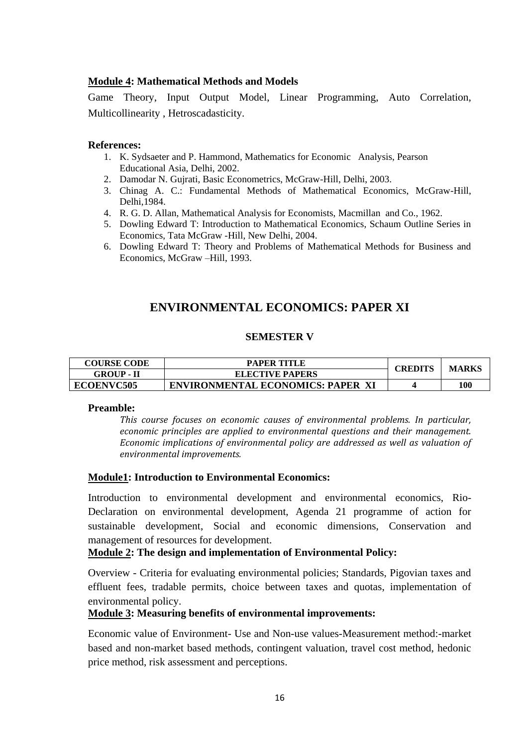**Module 4: Mathematical Methods and Models**

Game Theory, Input Output Model, Linear Programming, Auto Correlation, Multicollinearity , Hetroscadasticity.

**References:**

1. K. Sydsaeter and P. Hammond, Mathematics for Economic Analysis, Pearson Educational Asia, Delhi, 2002.
2. Damodar N. Gujrati, Basic Econometrics, McGraw-Hill, Delhi, 2003.
3. Chinag A. C.: Fundamental Methods of Mathematical Economics, McGraw-Hill, Delhi,1984.
4. R. G. D. Allan, Mathematical Analysis for Economists, Macmillan and Co., 1962.
5. Dowling Edward T: Introduction to Mathematical Economics, Schaum Outline Series in Economics, Tata McGraw -Hill, New Delhi, 2004.
6. Dowling Edward T: Theory and Problems of Mathematical Methods for Business and Economics, McGraw –Hill, 1993.

## ENVIRONMENTAL ECONOMICS: PAPER XI

### SEMESTER V

| COURSE CODE | PAPER TITLE | CREDITS | MARKS |
|---|---|---|---|
| GROUP - II | ELECTIVE PAPERS | | |
| ECOENVC505 | ENVIRONMENTAL ECONOMICS: PAPER XI | 4 | 100 |

**Preamble:**

*This course focuses on economic causes of environmental problems. In particular, economic principles are applied to environmental questions and their management. Economic implications of environmental policy are addressed as well as valuation of environmental improvements.*

**Module1: Introduction to Environmental Economics:**

Introduction to environmental development and environmental economics, Rio-Declaration on environmental development, Agenda 21 programme of action for sustainable development, Social and economic dimensions, Conservation and management of resources for development.

**Module 2: The design and implementation of Environmental Policy:**

Overview - Criteria for evaluating environmental policies; Standards, Pigovian taxes and effluent fees, tradable permits, choice between taxes and quotas, implementation of environmental policy.

**Module 3: Measuring benefits of environmental improvements:**

Economic value of Environment- Use and Non-use values-Measurement method:-market based and non-market based methods, contingent valuation, travel cost method, hedonic price method, risk assessment and perceptions.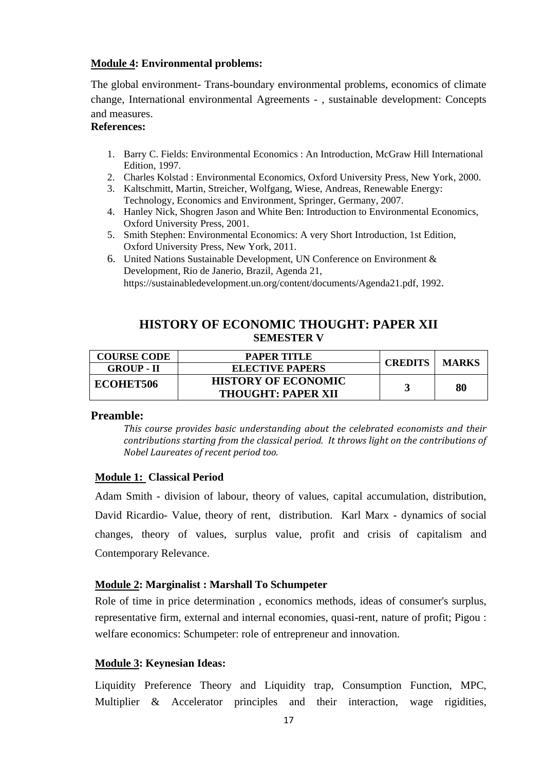**Module 4: Environmental problems:**

The global environment- Trans-boundary environmental problems, economics of climate change, International environmental Agreements - , sustainable development: Concepts and measures.

**References:**

1. Barry C. Fields: Environmental Economics : An Introduction, McGraw Hill International Edition, 1997.
2. Charles Kolstad : Environmental Economics, Oxford University Press, New York, 2000.
3. Kaltschmitt, Martin, Streicher, Wolfgang, Wiese, Andreas, Renewable Energy: Technology, Economics and Environment, Springer, Germany, 2007.
4. Hanley Nick, Shogren Jason and White Ben: Introduction to Environmental Economics, Oxford University Press, 2001.
5. Smith Stephen: Environmental Economics: A very Short Introduction, 1st Edition, Oxford University Press, New York, 2011.
6. United Nations Sustainable Development, UN Conference on Environment & Development, Rio de Janerio, Brazil, Agenda 21, https://sustainabledevelopment.un.org/content/documents/Agenda21.pdf, 1992.

## HISTORY OF ECONOMIC THOUGHT: PAPER XII
### SEMESTER V

| COURSE CODE | PAPER TITLE | CREDITS | MARKS |
|---|---|---|---|
| GROUP - II | ELECTIVE PAPERS | | |
| ECOHET506 | HISTORY OF ECONOMIC THOUGHT: PAPER XII | 3 | 80 |

**Preamble:**

*This course provides basic understanding about the celebrated economists and their contributions starting from the classical period. It throws light on the contributions of Nobel Laureates of recent period too.*

**Module 1: Classical Period**

Adam Smith - division of labour, theory of values, capital accumulation, distribution, David Ricardio- Value, theory of rent, distribution. Karl Marx - dynamics of social changes, theory of values, surplus value, profit and crisis of capitalism and Contemporary Relevance.

**Module 2: Marginalist : Marshall To Schumpeter**

Role of time in price determination , economics methods, ideas of consumer's surplus, representative firm, external and internal economies, quasi-rent, nature of profit; Pigou : welfare economics: Schumpeter: role of entrepreneur and innovation.

**Module 3: Keynesian Ideas:**

Liquidity Preference Theory and Liquidity trap, Consumption Function, MPC, Multiplier & Accelerator principles and their interaction, wage rigidities,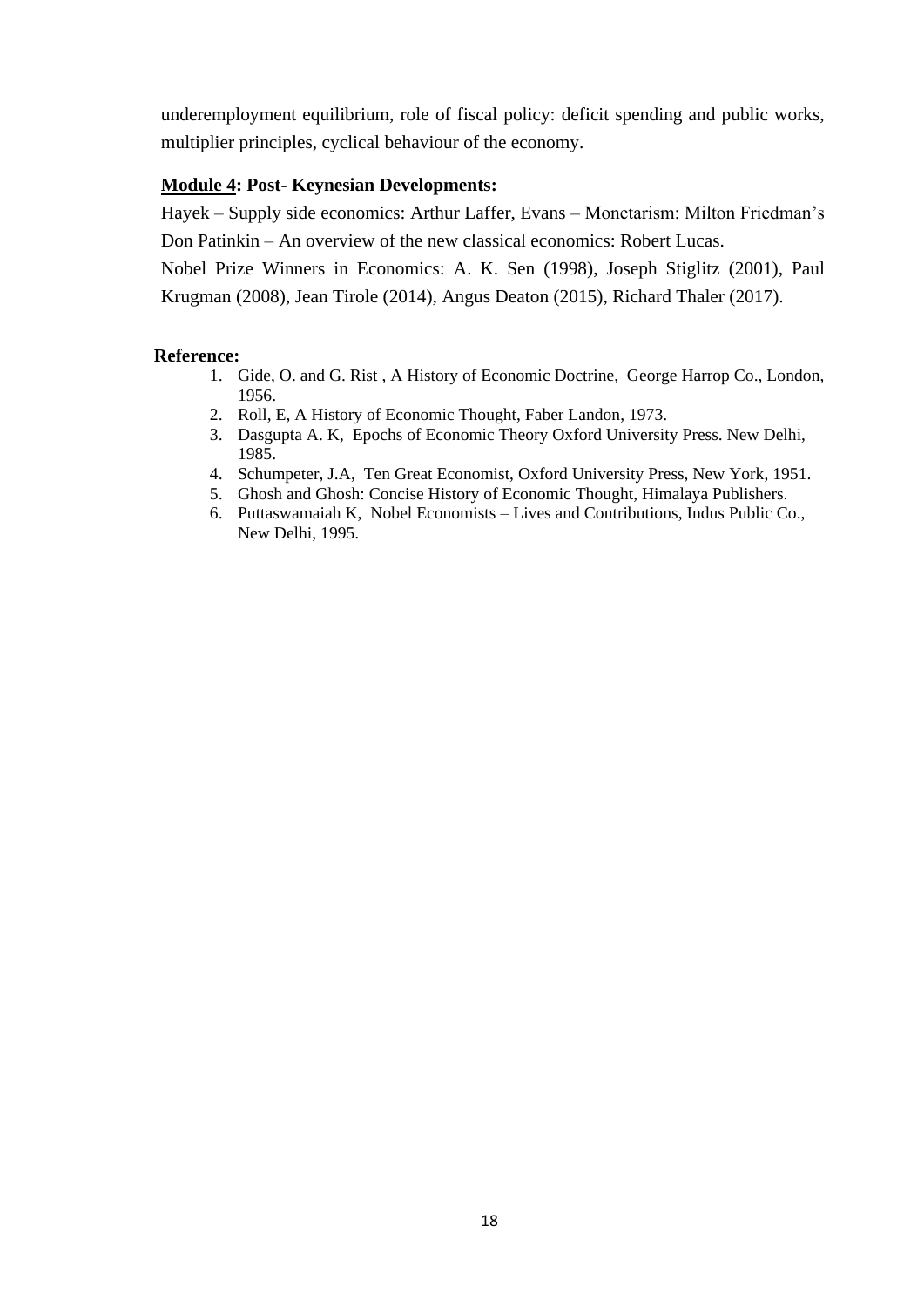underemployment equilibrium, role of fiscal policy: deficit spending and public works, multiplier principles, cyclical behaviour of the economy.

**<u>Module 4</u>: Post- Keynesian Developments:**

Hayek – Supply side economics: Arthur Laffer, Evans – Monetarism: Milton Friedman's Don Patinkin – An overview of the new classical economics: Robert Lucas.

Nobel Prize Winners in Economics: A. K. Sen (1998), Joseph Stiglitz (2001), Paul Krugman (2008), Jean Tirole (2014), Angus Deaton (2015), Richard Thaler (2017).

**Reference:**

1. Gide, O. and G. Rist , A History of Economic Doctrine, George Harrop Co., London, 1956.
2. Roll, E, A History of Economic Thought, Faber Landon, 1973.
3. Dasgupta A. K, Epochs of Economic Theory Oxford University Press. New Delhi, 1985.
4. Schumpeter, J.A, Ten Great Economist, Oxford University Press, New York, 1951.
5. Ghosh and Ghosh: Concise History of Economic Thought, Himalaya Publishers.
6. Puttaswamaiah K, Nobel Economists – Lives and Contributions, Indus Public Co., New Delhi, 1995.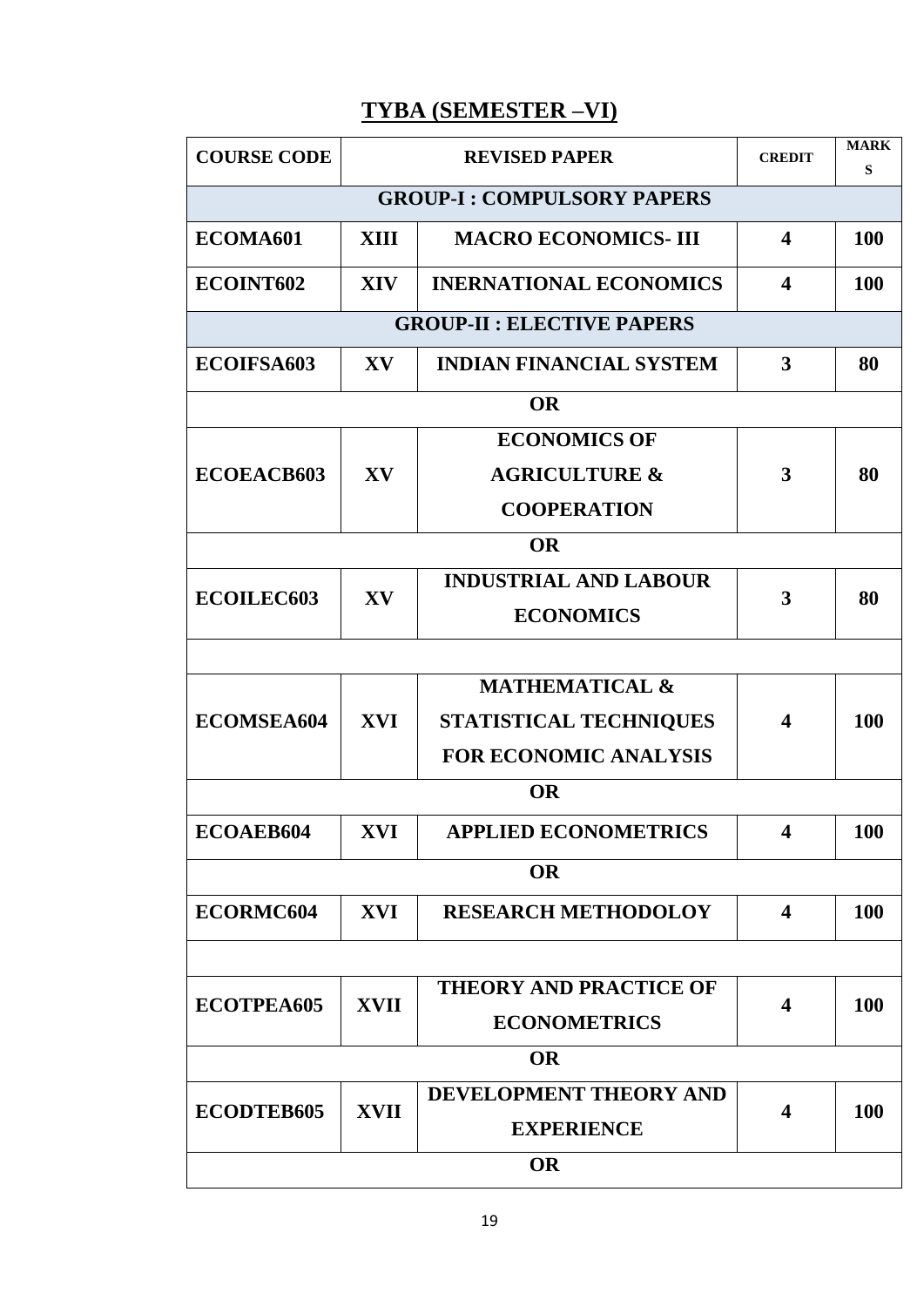# TYBA (SEMESTER –VI)

| COURSE CODE | REVISED PAPER | | CREDIT | MARKS |
|---|---|---|---|---|
| **GROUP-I : COMPULSORY PAPERS** | | | | |
| ECOMA601 | XIII | MACRO ECONOMICS- III | 4 | 100 |
| ECOINT602 | XIV | INERNATIONAL ECONOMICS | 4 | 100 |
| **GROUP-II : ELECTIVE PAPERS** | | | | |
| ECOIFSA603 | XV | INDIAN FINANCIAL SYSTEM | 3 | 80 |
| **OR** | | | | |
| ECOEACB603 | XV | ECONOMICS OF AGRICULTURE & COOPERATION | 3 | 80 |
| **OR** | | | | |
| ECOILEC603 | XV | INDUSTRIAL AND LABOUR ECONOMICS | 3 | 80 |
| | | | | |
| ECOMSEA604 | XVI | MATHEMATICAL & STATISTICAL TECHNIQUES FOR ECONOMIC ANALYSIS | 4 | 100 |
| **OR** | | | | |
| ECOAEB604 | XVI | APPLIED ECONOMETRICS | 4 | 100 |
| **OR** | | | | |
| ECORMC604 | XVI | RESEARCH METHODOLOY | 4 | 100 |
| | | | | |
| ECOTPEA605 | XVII | THEORY AND PRACTICE OF ECONOMETRICS | 4 | 100 |
| **OR** | | | | |
| ECODTEB605 | XVII | DEVELOPMENT THEORY AND EXPERIENCE | 4 | 100 |
| **OR** | | | | |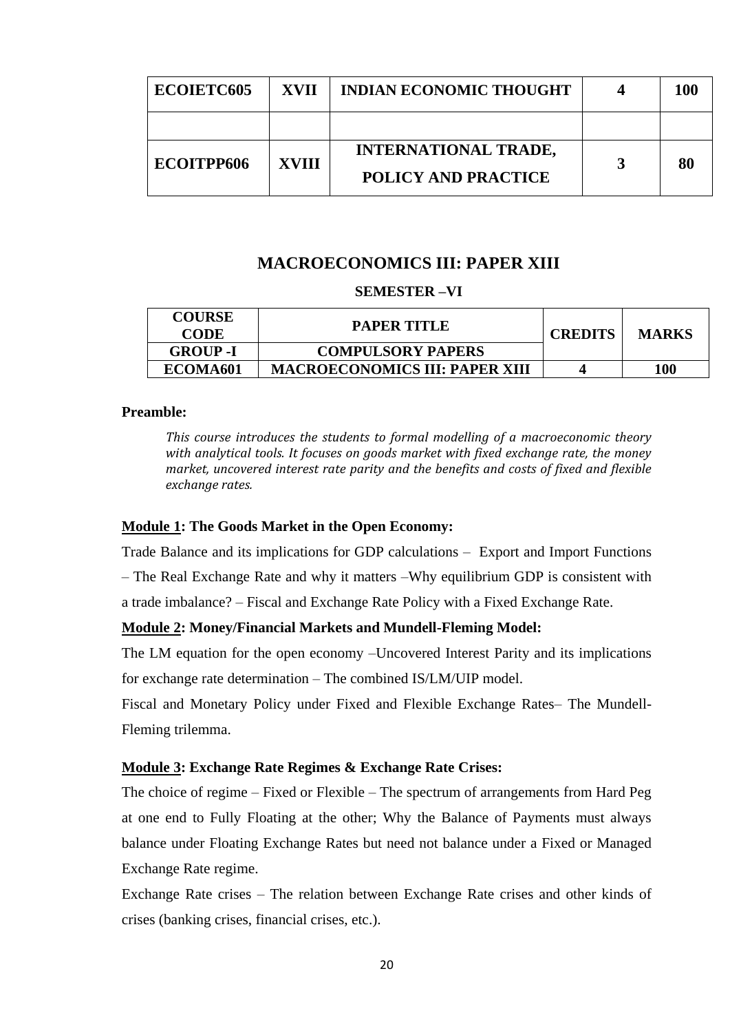| ECOIETC605 | XVII | INDIAN ECONOMIC THOUGHT | 4 | 100 |
|---|---|---|---|---|
| | | | | |
| ECOITPP606 | XVIII | INTERNATIONAL TRADE, POLICY AND PRACTICE | 3 | 80 |

## MACROECONOMICS III: PAPER XIII

### SEMESTER –VI

| COURSE CODE | PAPER TITLE | CREDITS | MARKS |
|---|---|---|---|
| GROUP -I | COMPULSORY PAPERS | | |
| ECOMA601 | MACROECONOMICS III: PAPER XIII | 4 | 100 |

**Preamble:**

*This course introduces the students to formal modelling of a macroeconomic theory with analytical tools. It focuses on goods market with fixed exchange rate, the money market, uncovered interest rate parity and the benefits and costs of fixed and flexible exchange rates.*

**Module 1: The Goods Market in the Open Economy:**

Trade Balance and its implications for GDP calculations – Export and Import Functions – The Real Exchange Rate and why it matters –Why equilibrium GDP is consistent with a trade imbalance? – Fiscal and Exchange Rate Policy with a Fixed Exchange Rate.

**Module 2: Money/Financial Markets and Mundell-Fleming Model:**

The LM equation for the open economy –Uncovered Interest Parity and its implications for exchange rate determination – The combined IS/LM/UIP model.

Fiscal and Monetary Policy under Fixed and Flexible Exchange Rates– The Mundell-Fleming trilemma.

**Module 3: Exchange Rate Regimes & Exchange Rate Crises:**

The choice of regime – Fixed or Flexible – The spectrum of arrangements from Hard Peg at one end to Fully Floating at the other; Why the Balance of Payments must always balance under Floating Exchange Rates but need not balance under a Fixed or Managed Exchange Rate regime.

Exchange Rate crises – The relation between Exchange Rate crises and other kinds of crises (banking crises, financial crises, etc.).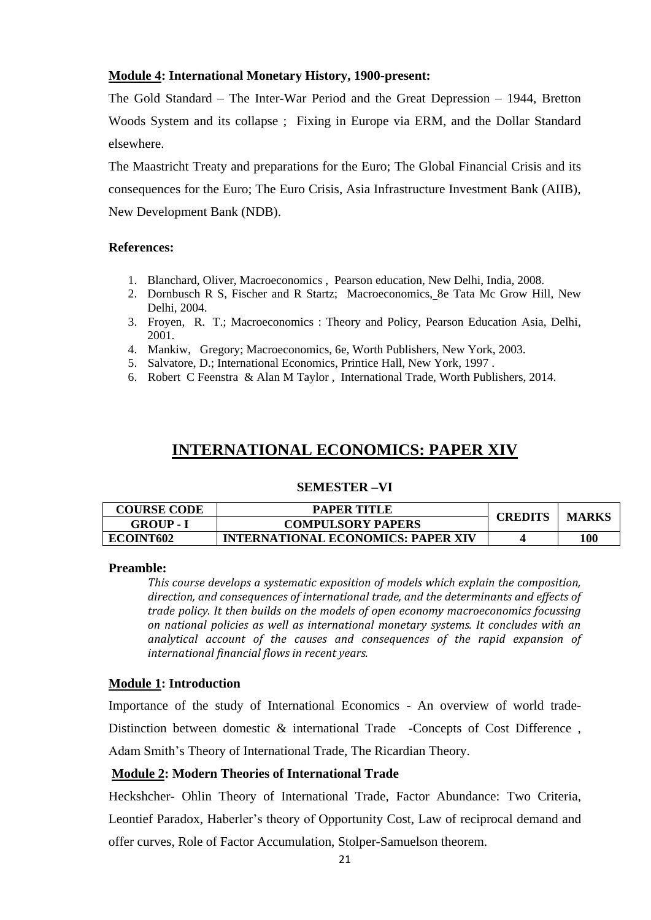**Module 4: International Monetary History, 1900-present:**

The Gold Standard – The Inter-War Period and the Great Depression – 1944, Bretton Woods System and its collapse ; Fixing in Europe via ERM, and the Dollar Standard elsewhere.

The Maastricht Treaty and preparations for the Euro; The Global Financial Crisis and its consequences for the Euro; The Euro Crisis, Asia Infrastructure Investment Bank (AIIB), New Development Bank (NDB).

**References:**

1. Blanchard, Oliver, Macroeconomics , Pearson education, New Delhi, India, 2008.
2. Dornbusch R S, Fischer and R Startz; Macroeconomics, 8e Tata Mc Grow Hill, New Delhi, 2004.
3. Froyen, R. T.; Macroeconomics : Theory and Policy, Pearson Education Asia, Delhi, 2001.
4. Mankiw, Gregory; Macroeconomics, 6e, Worth Publishers, New York, 2003.
5. Salvatore, D.; International Economics, Printice Hall, New York, 1997 .
6. Robert C Feenstra & Alan M Taylor , International Trade, Worth Publishers, 2014.

# INTERNATIONAL ECONOMICS: PAPER XIV

**SEMESTER –VI**

| COURSE CODE | PAPER TITLE | CREDITS | MARKS |
|---|---|---|---|
| GROUP - I | COMPULSORY PAPERS | | |
| ECOINT602 | INTERNATIONAL ECONOMICS: PAPER XIV | 4 | 100 |

**Preamble:**

*This course develops a systematic exposition of models which explain the composition, direction, and consequences of international trade, and the determinants and effects of trade policy. It then builds on the models of open economy macroeconomics focussing on national policies as well as international monetary systems. It concludes with an analytical account of the causes and consequences of the rapid expansion of international financial flows in recent years.*

**Module 1: Introduction**

Importance of the study of International Economics - An overview of world trade- Distinction between domestic & international Trade -Concepts of Cost Difference , Adam Smith's Theory of International Trade, The Ricardian Theory.

**Module 2: Modern Theories of International Trade**

Heckshcher- Ohlin Theory of International Trade, Factor Abundance: Two Criteria, Leontief Paradox, Haberler's theory of Opportunity Cost, Law of reciprocal demand and offer curves, Role of Factor Accumulation, Stolper-Samuelson theorem.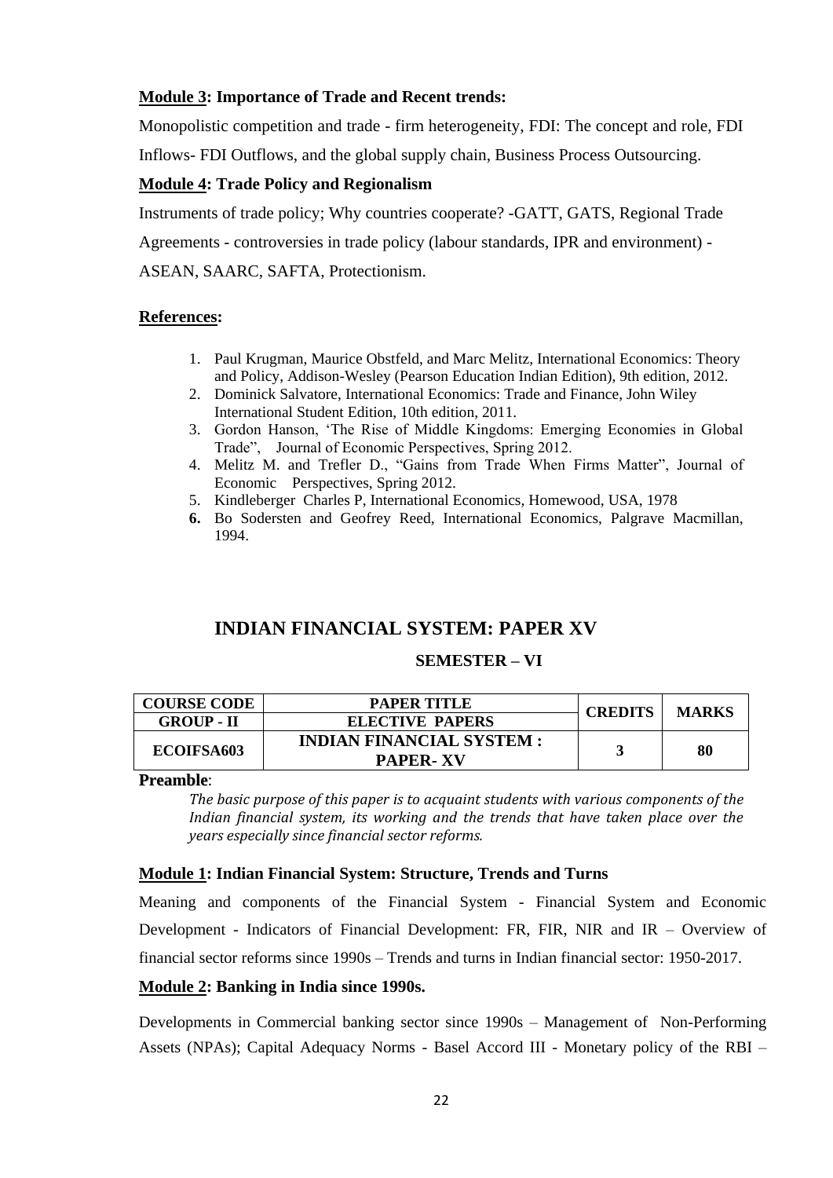**Module 3: Importance of Trade and Recent trends:**

Monopolistic competition and trade - firm heterogeneity, FDI: The concept and role, FDI Inflows- FDI Outflows, and the global supply chain, Business Process Outsourcing.

**Module 4: Trade Policy and Regionalism**

Instruments of trade policy; Why countries cooperate? -GATT, GATS, Regional Trade Agreements - controversies in trade policy (labour standards, IPR and environment) - ASEAN, SAARC, SAFTA, Protectionism.

**References:**

1. Paul Krugman, Maurice Obstfeld, and Marc Melitz, International Economics: Theory and Policy, Addison-Wesley (Pearson Education Indian Edition), 9th edition, 2012.
2. Dominick Salvatore, International Economics: Trade and Finance, John Wiley International Student Edition, 10th edition, 2011.
3. Gordon Hanson, 'The Rise of Middle Kingdoms: Emerging Economies in Global Trade", Journal of Economic Perspectives, Spring 2012.
4. Melitz M. and Trefler D., "Gains from Trade When Firms Matter", Journal of Economic Perspectives, Spring 2012.
5. Kindleberger Charles P, International Economics, Homewood, USA, 1978
6. Bo Sodersten and Geofrey Reed, International Economics, Palgrave Macmillan, 1994.

## INDIAN FINANCIAL SYSTEM: PAPER XV

### SEMESTER – VI

| COURSE CODE | PAPER TITLE | CREDITS | MARKS |
|---|---|---|---|
| GROUP - II | ELECTIVE PAPERS | | |
| ECOIFSA603 | INDIAN FINANCIAL SYSTEM : PAPER- XV | 3 | 80 |

**Preamble**:

*The basic purpose of this paper is to acquaint students with various components of the Indian financial system, its working and the trends that have taken place over the years especially since financial sector reforms.*

**Module 1: Indian Financial System: Structure, Trends and Turns**

Meaning and components of the Financial System - Financial System and Economic Development - Indicators of Financial Development: FR, FIR, NIR and IR – Overview of financial sector reforms since 1990s – Trends and turns in Indian financial sector: 1950-2017.

**Module 2: Banking in India since 1990s.**

Developments in Commercial banking sector since 1990s – Management of Non-Performing Assets (NPAs); Capital Adequacy Norms - Basel Accord III - Monetary policy of the RBI –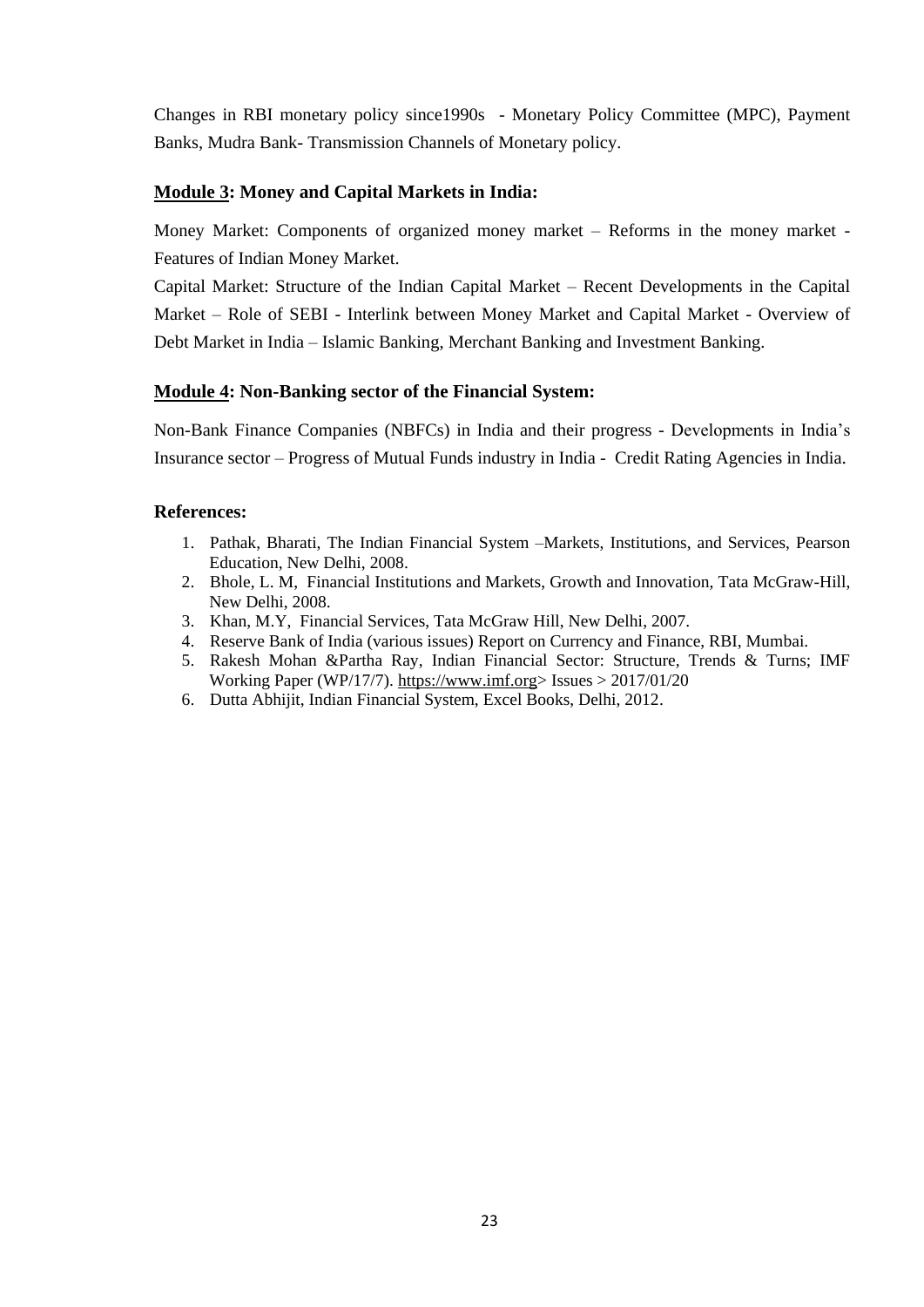Changes in RBI monetary policy since1990s - Monetary Policy Committee (MPC), Payment Banks, Mudra Bank- Transmission Channels of Monetary policy.

**Module 3: Money and Capital Markets in India:**

Money Market: Components of organized money market – Reforms in the money market - Features of Indian Money Market.

Capital Market: Structure of the Indian Capital Market – Recent Developments in the Capital Market – Role of SEBI - Interlink between Money Market and Capital Market - Overview of Debt Market in India – Islamic Banking, Merchant Banking and Investment Banking.

**Module 4: Non-Banking sector of the Financial System:**

Non-Bank Finance Companies (NBFCs) in India and their progress - Developments in India's Insurance sector – Progress of Mutual Funds industry in India - Credit Rating Agencies in India.

**References:**

1. Pathak, Bharati, The Indian Financial System –Markets, Institutions, and Services, Pearson Education, New Delhi, 2008.
2. Bhole, L. M, Financial Institutions and Markets, Growth and Innovation, Tata McGraw-Hill, New Delhi, 2008.
3. Khan, M.Y, Financial Services, Tata McGraw Hill, New Delhi, 2007.
4. Reserve Bank of India (various issues) Report on Currency and Finance, RBI, Mumbai.
5. Rakesh Mohan &Partha Ray, Indian Financial Sector: Structure, Trends & Turns; IMF Working Paper (WP/17/7). https://www.imf.org> Issues > 2017/01/20
6. Dutta Abhijit, Indian Financial System, Excel Books, Delhi, 2012.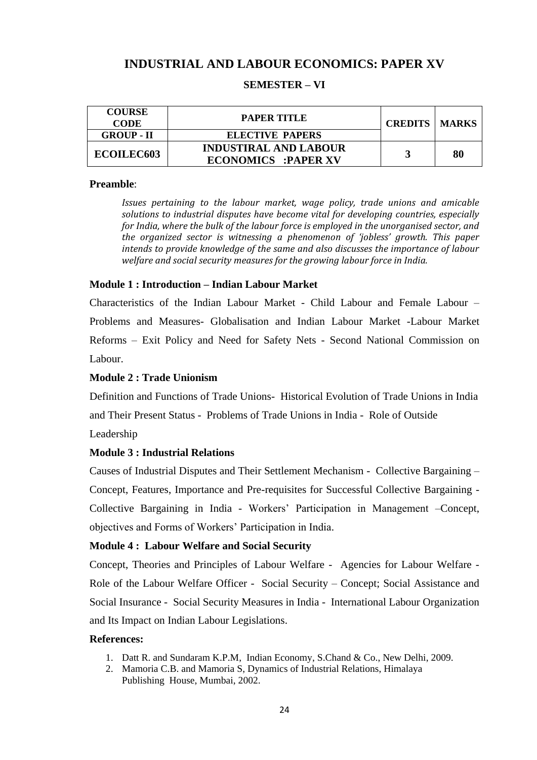# INDUSTRIAL AND LABOUR ECONOMICS: PAPER XV

## SEMESTER – VI

| COURSE CODE | PAPER TITLE | CREDITS | MARKS |
|---|---|---|---|
| GROUP - II | ELECTIVE PAPERS | | |
| ECOILEC603 | INDUSTIRAL AND LABOUR ECONOMICS :PAPER XV | 3 | 80 |

**Preamble**:

*Issues pertaining to the labour market, wage policy, trade unions and amicable solutions to industrial disputes have become vital for developing countries, especially for India, where the bulk of the labour force is employed in the unorganised sector, and the organized sector is witnessing a phenomenon of 'jobless' growth. This paper intends to provide knowledge of the same and also discusses the importance of labour welfare and social security measures for the growing labour force in India.*

### Module 1 : Introduction – Indian Labour Market

Characteristics of the Indian Labour Market - Child Labour and Female Labour – Problems and Measures- Globalisation and Indian Labour Market -Labour Market Reforms – Exit Policy and Need for Safety Nets - Second National Commission on Labour.

### Module 2 : Trade Unionism

Definition and Functions of Trade Unions- Historical Evolution of Trade Unions in India and Their Present Status - Problems of Trade Unions in India - Role of Outside Leadership

### Module 3 : Industrial Relations

Causes of Industrial Disputes and Their Settlement Mechanism - Collective Bargaining – Concept, Features, Importance and Pre-requisites for Successful Collective Bargaining - Collective Bargaining in India - Workers' Participation in Management –Concept, objectives and Forms of Workers' Participation in India.

### Module 4 : Labour Welfare and Social Security

Concept, Theories and Principles of Labour Welfare - Agencies for Labour Welfare - Role of the Labour Welfare Officer - Social Security – Concept; Social Assistance and Social Insurance - Social Security Measures in India - International Labour Organization and Its Impact on Indian Labour Legislations.

**References:**

1. Datt R. and Sundaram K.P.M, Indian Economy, S.Chand & Co., New Delhi, 2009.
2. Mamoria C.B. and Mamoria S, Dynamics of Industrial Relations, Himalaya Publishing House, Mumbai, 2002.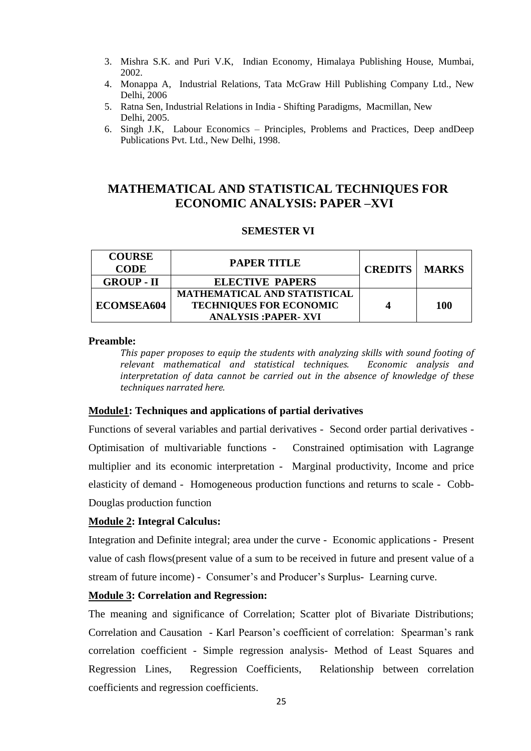3. Mishra S.K. and Puri V.K, Indian Economy, Himalaya Publishing House, Mumbai, 2002.
4. Monappa A, Industrial Relations, Tata McGraw Hill Publishing Company Ltd., New Delhi, 2006
5. Ratna Sen, Industrial Relations in India - Shifting Paradigms, Macmillan, New Delhi, 2005.
6. Singh J.K, Labour Economics – Principles, Problems and Practices, Deep andDeep Publications Pvt. Ltd., New Delhi, 1998.

## MATHEMATICAL AND STATISTICAL TECHNIQUES FOR ECONOMIC ANALYSIS: PAPER –XVI

### SEMESTER VI

| COURSE CODE | PAPER TITLE | CREDITS | MARKS |
|---|---|---|---|
| GROUP - II | ELECTIVE PAPERS | | |
| ECOMSEA604 | MATHEMATICAL AND STATISTICAL TECHNIQUES FOR ECONOMIC ANALYSIS :PAPER- XVI | 4 | 100 |

**Preamble:**

*This paper proposes to equip the students with analyzing skills with sound footing of relevant mathematical and statistical techniques. Economic analysis and interpretation of data cannot be carried out in the absence of knowledge of these techniques narrated here.*

**Module1: Techniques and applications of partial derivatives**

Functions of several variables and partial derivatives - Second order partial derivatives - Optimisation of multivariable functions - Constrained optimisation with Lagrange multiplier and its economic interpretation - Marginal productivity, Income and price elasticity of demand - Homogeneous production functions and returns to scale - Cobb-Douglas production function

**Module 2: Integral Calculus:**

Integration and Definite integral; area under the curve - Economic applications - Present value of cash flows(present value of a sum to be received in future and present value of a stream of future income) - Consumer's and Producer's Surplus- Learning curve.

**Module 3: Correlation and Regression:**

The meaning and significance of Correlation; Scatter plot of Bivariate Distributions; Correlation and Causation - Karl Pearson's coefficient of correlation: Spearman's rank correlation coefficient - Simple regression analysis- Method of Least Squares and Regression Lines, Regression Coefficients, Relationship between correlation coefficients and regression coefficients.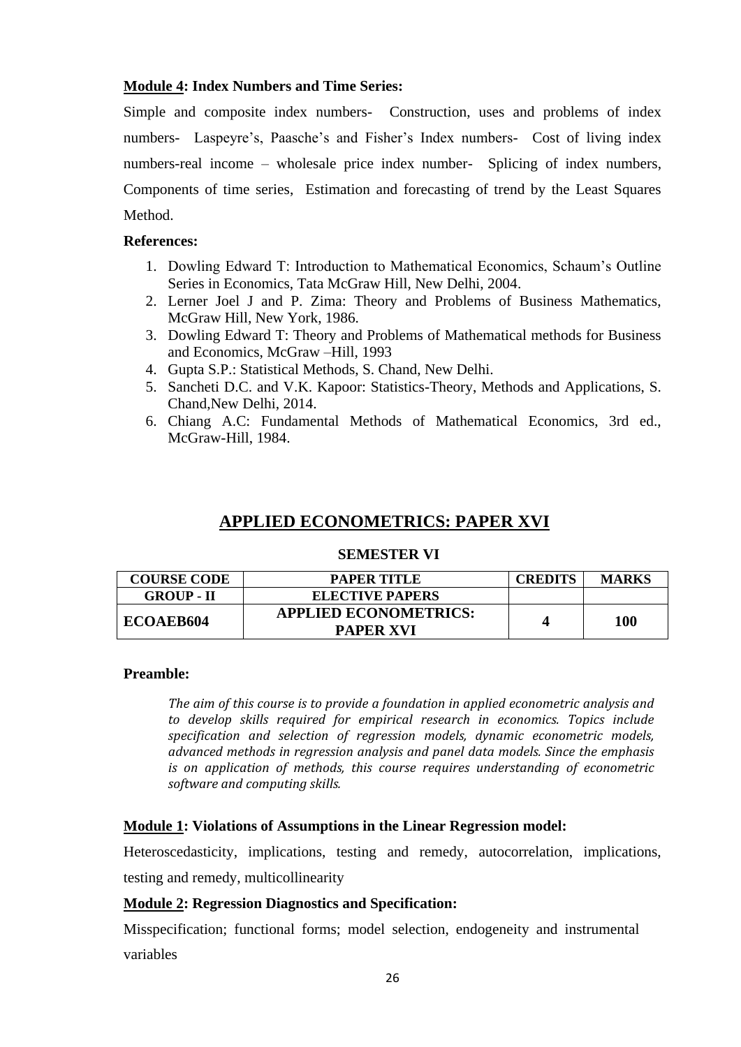**<u>Module 4</u>: Index Numbers and Time Series:**

Simple and composite index numbers- Construction, uses and problems of index numbers- Laspeyre's, Paasche's and Fisher's Index numbers- Cost of living index numbers-real income – wholesale price index number- Splicing of index numbers, Components of time series, Estimation and forecasting of trend by the Least Squares Method.

**References:**

1. Dowling Edward T: Introduction to Mathematical Economics, Schaum's Outline Series in Economics, Tata McGraw Hill, New Delhi, 2004.
2. Lerner Joel J and P. Zima: Theory and Problems of Business Mathematics, McGraw Hill, New York, 1986.
3. Dowling Edward T: Theory and Problems of Mathematical methods for Business and Economics, McGraw –Hill, 1993
4. Gupta S.P.: Statistical Methods, S. Chand, New Delhi.
5. Sancheti D.C. and V.K. Kapoor: Statistics-Theory, Methods and Applications, S. Chand,New Delhi, 2014.
6. Chiang A.C: Fundamental Methods of Mathematical Economics, 3rd ed., McGraw-Hill, 1984.

## <u>APPLIED ECONOMETRICS: PAPER XVI</u>

### SEMESTER VI

| COURSE CODE | PAPER TITLE | CREDITS | MARKS |
|---|---|---|---|
| GROUP - II | ELECTIVE PAPERS | | |
| ECOAEB604 | APPLIED ECONOMETRICS: PAPER XVI | 4 | 100 |

**Preamble:**

*The aim of this course is to provide a foundation in applied econometric analysis and to develop skills required for empirical research in economics. Topics include specification and selection of regression models, dynamic econometric models, advanced methods in regression analysis and panel data models. Since the emphasis is on application of methods, this course requires understanding of econometric software and computing skills.*

**<u>Module 1</u>: Violations of Assumptions in the Linear Regression model:**

Heteroscedasticity, implications, testing and remedy, autocorrelation, implications, testing and remedy, multicollinearity

**<u>Module 2</u>: Regression Diagnostics and Specification:**

Misspecification; functional forms; model selection, endogeneity and instrumental variables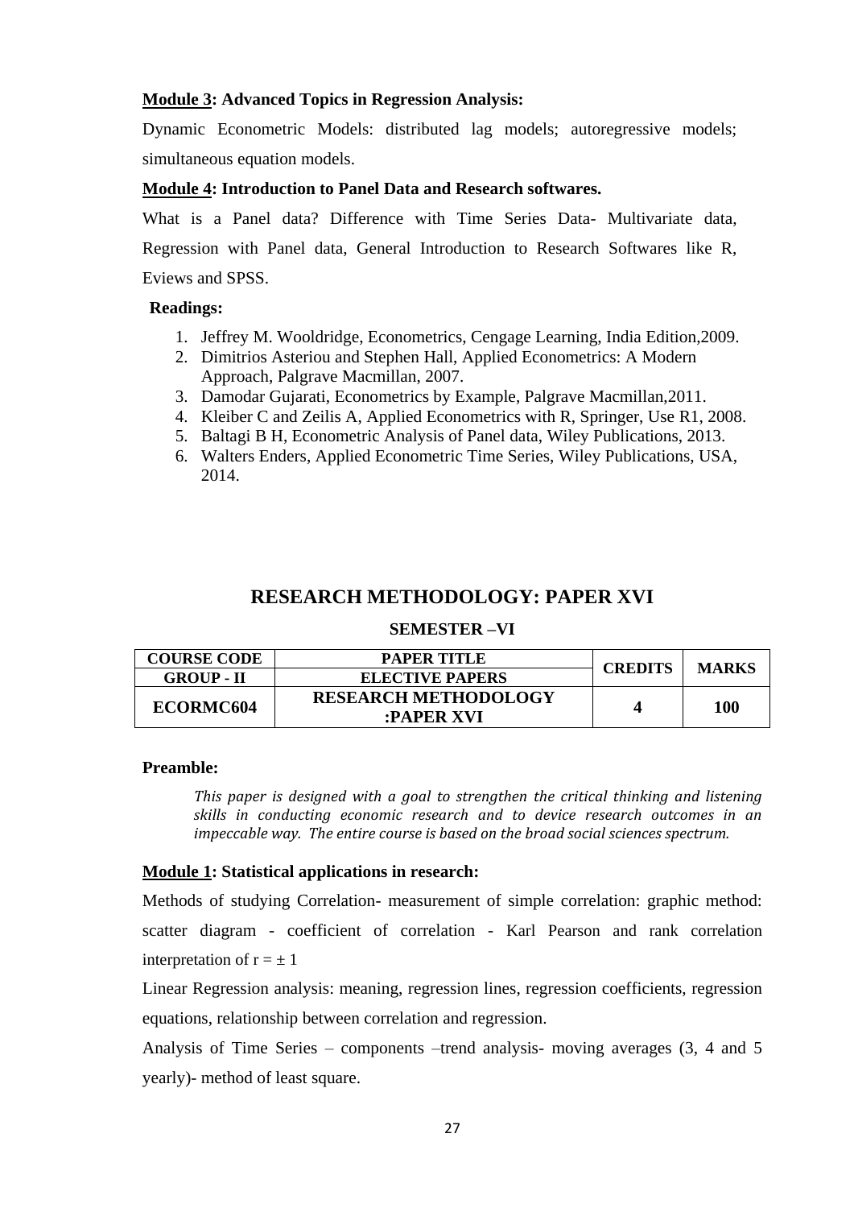**Module 3: Advanced Topics in Regression Analysis:**

Dynamic Econometric Models: distributed lag models; autoregressive models; simultaneous equation models.

**Module 4: Introduction to Panel Data and Research softwares.**

What is a Panel data? Difference with Time Series Data- Multivariate data, Regression with Panel data, General Introduction to Research Softwares like R, Eviews and SPSS.

**Readings:**

1. Jeffrey M. Wooldridge, Econometrics, Cengage Learning, India Edition,2009.
2. Dimitrios Asteriou and Stephen Hall, Applied Econometrics: A Modern Approach, Palgrave Macmillan, 2007.
3. Damodar Gujarati, Econometrics by Example, Palgrave Macmillan,2011.
4. Kleiber C and Zeilis A, Applied Econometrics with R, Springer, Use R1, 2008.
5. Baltagi B H, Econometric Analysis of Panel data, Wiley Publications, 2013.
6. Walters Enders, Applied Econometric Time Series, Wiley Publications, USA, 2014.

## RESEARCH METHODOLOGY: PAPER XVI

### SEMESTER –VI

| COURSE CODE | PAPER TITLE | CREDITS | MARKS |
|---|---|---|---|
| GROUP - II | ELECTIVE PAPERS | | |
| ECORMC604 | RESEARCH METHODOLOGY :PAPER XVI | 4 | 100 |

**Preamble:**

*This paper is designed with a goal to strengthen the critical thinking and listening skills in conducting economic research and to device research outcomes in an impeccable way. The entire course is based on the broad social sciences spectrum.*

**Module 1: Statistical applications in research:**

Methods of studying Correlation- measurement of simple correlation: graphic method: scatter diagram - coefficient of correlation - Karl Pearson and rank correlation interpretation of $r = \pm 1$

Linear Regression analysis: meaning, regression lines, regression coefficients, regression equations, relationship between correlation and regression.

Analysis of Time Series – components –trend analysis- moving averages (3, 4 and 5 yearly)- method of least square.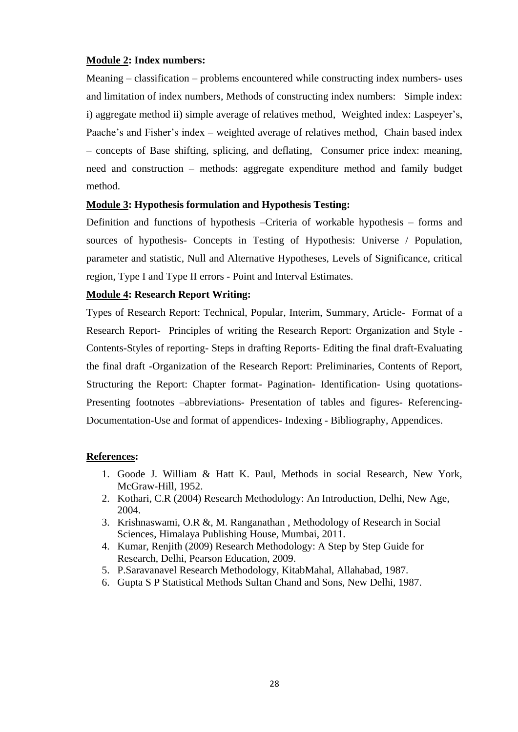**Module 2: Index numbers:**

Meaning – classification – problems encountered while constructing index numbers- uses and limitation of index numbers, Methods of constructing index numbers: Simple index: i) aggregate method ii) simple average of relatives method, Weighted index: Laspeyer's, Paache's and Fisher's index – weighted average of relatives method, Chain based index – concepts of Base shifting, splicing, and deflating, Consumer price index: meaning, need and construction – methods: aggregate expenditure method and family budget method.

**Module 3: Hypothesis formulation and Hypothesis Testing:**

Definition and functions of hypothesis –Criteria of workable hypothesis – forms and sources of hypothesis- Concepts in Testing of Hypothesis: Universe / Population, parameter and statistic, Null and Alternative Hypotheses, Levels of Significance, critical region, Type I and Type II errors - Point and Interval Estimates.

**Module 4: Research Report Writing:**

Types of Research Report: Technical, Popular, Interim, Summary, Article- Format of a Research Report- Principles of writing the Research Report: Organization and Style - Contents-Styles of reporting- Steps in drafting Reports- Editing the final draft-Evaluating the final draft -Organization of the Research Report: Preliminaries, Contents of Report, Structuring the Report: Chapter format- Pagination- Identification- Using quotations- Presenting footnotes –abbreviations- Presentation of tables and figures- Referencing- Documentation-Use and format of appendices- Indexing - Bibliography, Appendices.

**References:**

1. Goode J. William & Hatt K. Paul, Methods in social Research, New York, McGraw-Hill, 1952.
2. Kothari, C.R (2004) Research Methodology: An Introduction, Delhi, New Age, 2004.
3. Krishnaswami, O.R &, M. Ranganathan , Methodology of Research in Social Sciences, Himalaya Publishing House, Mumbai, 2011.
4. Kumar, Renjith (2009) Research Methodology: A Step by Step Guide for Research, Delhi, Pearson Education, 2009.
5. P.Saravanavel Research Methodology, KitabMahal, Allahabad, 1987.
6. Gupta S P Statistical Methods Sultan Chand and Sons, New Delhi, 1987.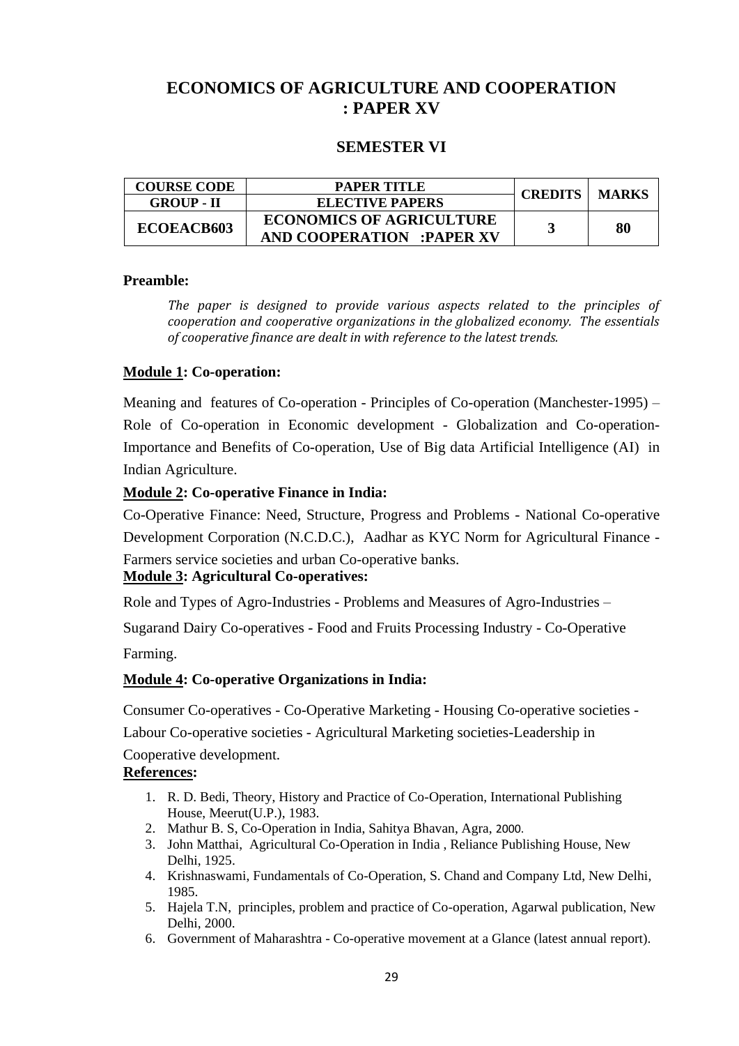# ECONOMICS OF AGRICULTURE AND COOPERATION : PAPER XV

## SEMESTER VI

| COURSE CODE | PAPER TITLE | CREDITS | MARKS |
|---|---|---|---|
| GROUP - II | ELECTIVE PAPERS | | |
| **ECOEACB603** | **ECONOMICS OF AGRICULTURE AND COOPERATION :PAPER XV** | **3** | **80** |

**Preamble:**

*The paper is designed to provide various aspects related to the principles of cooperation and cooperative organizations in the globalized economy. The essentials of cooperative finance are dealt in with reference to the latest trends.*

**Module 1: Co-operation:**

Meaning and features of Co-operation - Principles of Co-operation (Manchester-1995) – Role of Co-operation in Economic development - Globalization and Co-operation- Importance and Benefits of Co-operation, Use of Big data Artificial Intelligence (AI) in Indian Agriculture.

**Module 2: Co-operative Finance in India:**

Co-Operative Finance: Need, Structure, Progress and Problems - National Co-operative Development Corporation (N.C.D.C.), Aadhar as KYC Norm for Agricultural Finance - Farmers service societies and urban Co-operative banks.

**Module 3: Agricultural Co-operatives:**

Role and Types of Agro-Industries - Problems and Measures of Agro-Industries –

Sugarand Dairy Co-operatives - Food and Fruits Processing Industry - Co-Operative Farming.

**Module 4: Co-operative Organizations in India:**

Consumer Co-operatives - Co-Operative Marketing - Housing Co-operative societies - Labour Co-operative societies - Agricultural Marketing societies-Leadership in Cooperative development.

**References:**

1. R. D. Bedi, Theory, History and Practice of Co-Operation, International Publishing House, Meerut(U.P.), 1983.
2. Mathur B. S, Co-Operation in India, Sahitya Bhavan, Agra, 2000.
3. John Matthai, Agricultural Co-Operation in India , Reliance Publishing House, New Delhi, 1925.
4. Krishnaswami, Fundamentals of Co-Operation, S. Chand and Company Ltd, New Delhi, 1985.
5. Hajela T.N, principles, problem and practice of Co-operation, Agarwal publication, New Delhi, 2000.
6. Government of Maharashtra - Co-operative movement at a Glance (latest annual report).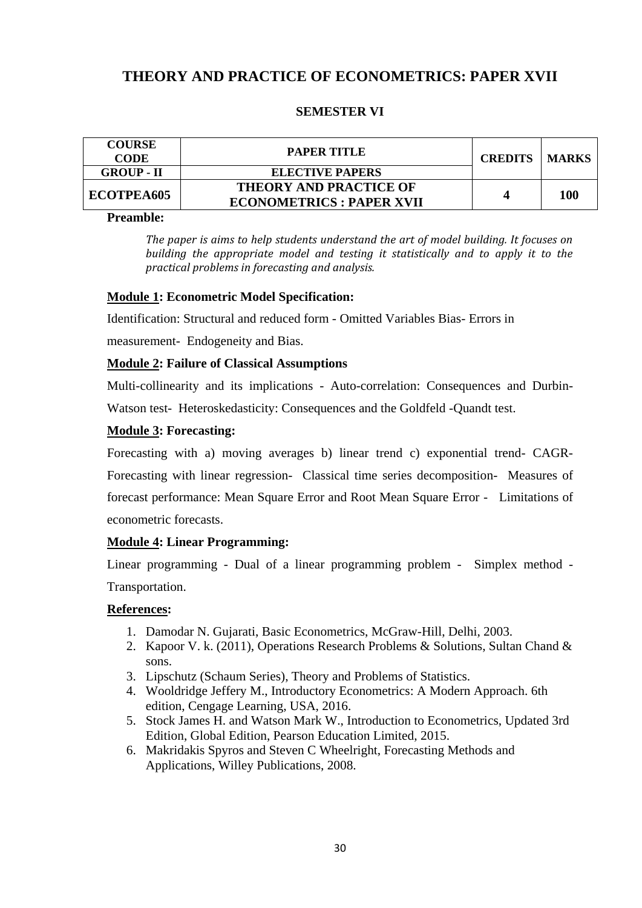# THEORY AND PRACTICE OF ECONOMETRICS: PAPER XVII

### SEMESTER VI

| COURSE CODE | PAPER TITLE | CREDITS | MARKS |
|---|---|---|---|
| GROUP - II | ELECTIVE PAPERS | | |
| ECOTPEA605 | THEORY AND PRACTICE OF ECONOMETRICS : PAPER XVII | 4 | 100 |

**Preamble:**

*The paper is aims to help students understand the art of model building. It focuses on building the appropriate model and testing it statistically and to apply it to the practical problems in forecasting and analysis.*

**Module 1: Econometric Model Specification:**

Identification: Structural and reduced form - Omitted Variables Bias- Errors in measurement- Endogeneity and Bias.

**Module 2: Failure of Classical Assumptions**

Multi-collinearity and its implications - Auto-correlation: Consequences and Durbin-Watson test- Heteroskedasticity: Consequences and the Goldfeld -Quandt test.

**Module 3: Forecasting:**

Forecasting with a) moving averages b) linear trend c) exponential trend- CAGR- Forecasting with linear regression- Classical time series decomposition- Measures of forecast performance: Mean Square Error and Root Mean Square Error - Limitations of econometric forecasts.

**Module 4: Linear Programming:**

Linear programming - Dual of a linear programming problem - Simplex method - Transportation.

**References:**

1. Damodar N. Gujarati, Basic Econometrics, McGraw-Hill, Delhi, 2003.
2. Kapoor V. k. (2011), Operations Research Problems & Solutions, Sultan Chand & sons.
3. Lipschutz (Schaum Series), Theory and Problems of Statistics.
4. Wooldridge Jeffery M., Introductory Econometrics: A Modern Approach. 6th edition, Cengage Learning, USA, 2016.
5. Stock James H. and Watson Mark W., Introduction to Econometrics, Updated 3rd Edition, Global Edition, Pearson Education Limited, 2015.
6. Makridakis Spyros and Steven C Wheelright, Forecasting Methods and Applications, Willey Publications, 2008.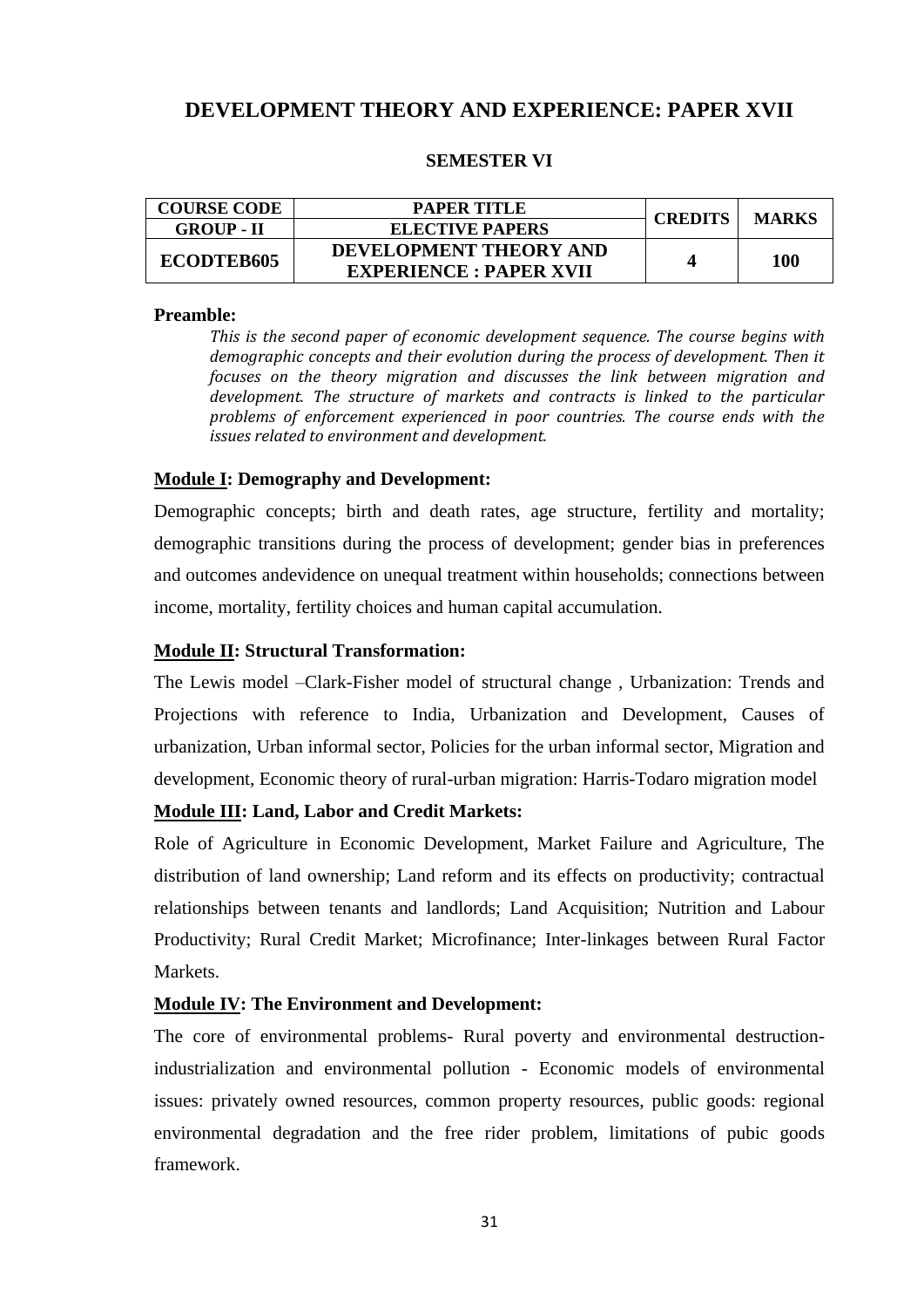## DEVELOPMENT THEORY AND EXPERIENCE: PAPER XVII

### SEMESTER VI

| COURSE CODE | PAPER TITLE | CREDITS | MARKS |
|---|---|---|---|
| GROUP - II | ELECTIVE PAPERS | | |
| ECODTEB605 | DEVELOPMENT THEORY AND EXPERIENCE : PAPER XVII | 4 | 100 |

**Preamble:**

*This is the second paper of economic development sequence. The course begins with demographic concepts and their evolution during the process of development. Then it focuses on the theory migration and discusses the link between migration and development. The structure of markets and contracts is linked to the particular problems of enforcement experienced in poor countries. The course ends with the issues related to environment and development.*

**Module I: Demography and Development:**

Demographic concepts; birth and death rates, age structure, fertility and mortality; demographic transitions during the process of development; gender bias in preferences and outcomes andevidence on unequal treatment within households; connections between income, mortality, fertility choices and human capital accumulation.

**Module II: Structural Transformation:**

The Lewis model –Clark-Fisher model of structural change , Urbanization: Trends and Projections with reference to India, Urbanization and Development, Causes of urbanization, Urban informal sector, Policies for the urban informal sector, Migration and development, Economic theory of rural-urban migration: Harris-Todaro migration model

**Module III: Land, Labor and Credit Markets:**

Role of Agriculture in Economic Development, Market Failure and Agriculture, The distribution of land ownership; Land reform and its effects on productivity; contractual relationships between tenants and landlords; Land Acquisition; Nutrition and Labour Productivity; Rural Credit Market; Microfinance; Inter-linkages between Rural Factor Markets.

**Module IV: The Environment and Development:**

The core of environmental problems- Rural poverty and environmental destruction-industrialization and environmental pollution - Economic models of environmental issues: privately owned resources, common property resources, public goods: regional environmental degradation and the free rider problem, limitations of pubic goods framework.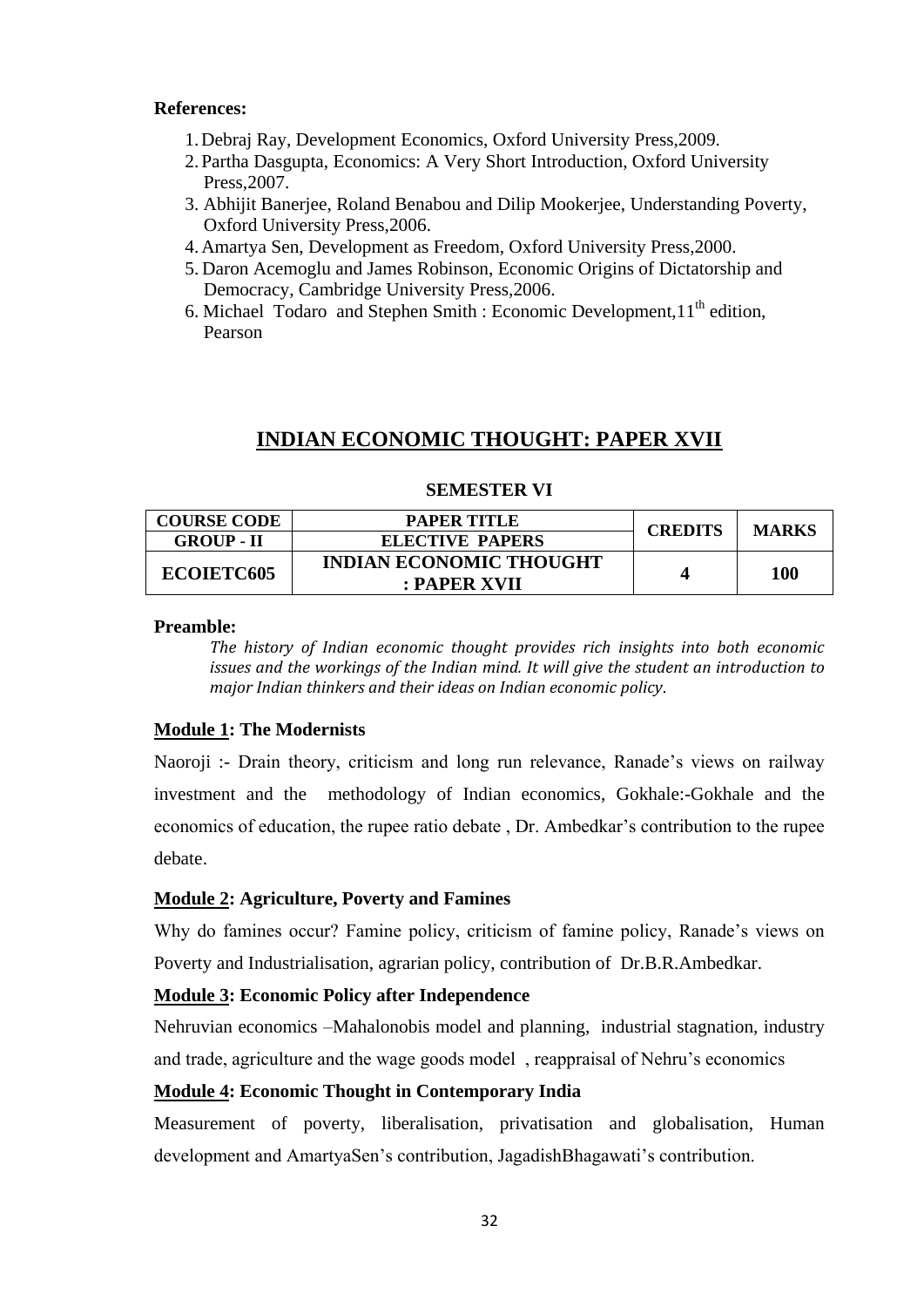**References:**

1. Debraj Ray, Development Economics, Oxford University Press,2009.
2. Partha Dasgupta, Economics: A Very Short Introduction, Oxford University Press,2007.
3. Abhijit Banerjee, Roland Benabou and Dilip Mookerjee, Understanding Poverty, Oxford University Press,2006.
4. Amartya Sen, Development as Freedom, Oxford University Press,2000.
5. Daron Acemoglu and James Robinson, Economic Origins of Dictatorship and Democracy, Cambridge University Press,2006.
6. Michael Todaro and Stephen Smith : Economic Development,11th edition, Pearson

# INDIAN ECONOMIC THOUGHT: PAPER XVII

**SEMESTER VI**

| COURSE CODE | PAPER TITLE | CREDITS | MARKS |
|---|---|---|---|
| GROUP - II | ELECTIVE PAPERS | | |
| ECOIETC605 | INDIAN ECONOMIC THOUGHT : PAPER XVII | 4 | 100 |

**Preamble:**

*The history of Indian economic thought provides rich insights into both economic issues and the workings of the Indian mind. It will give the student an introduction to major Indian thinkers and their ideas on Indian economic policy.*

**Module 1: The Modernists**

Naoroji :- Drain theory, criticism and long run relevance, Ranade's views on railway investment and the methodology of Indian economics, Gokhale:-Gokhale and the economics of education, the rupee ratio debate , Dr. Ambedkar's contribution to the rupee debate.

**Module 2: Agriculture, Poverty and Famines**

Why do famines occur? Famine policy, criticism of famine policy, Ranade's views on Poverty and Industrialisation, agrarian policy, contribution of Dr.B.R.Ambedkar.

**Module 3: Economic Policy after Independence**

Nehruvian economics –Mahalonobis model and planning, industrial stagnation, industry and trade, agriculture and the wage goods model , reappraisal of Nehru's economics

**Module 4: Economic Thought in Contemporary India**

Measurement of poverty, liberalisation, privatisation and globalisation, Human development and AmartyaSen's contribution, JagadishBhagawati's contribution.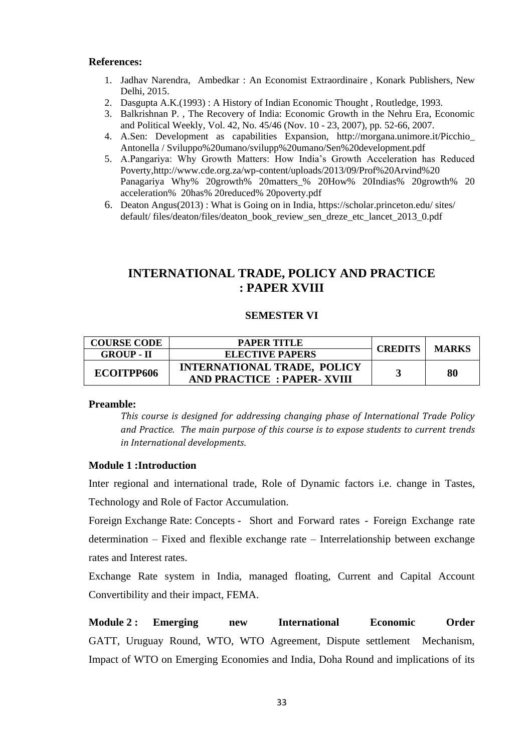**References:**

1. Jadhav Narendra, Ambedkar : An Economist Extraordinaire , Konark Publishers, New Delhi, 2015.
2. Dasgupta A.K.(1993) : A History of Indian Economic Thought , Routledge, 1993.
3. Balkrishnan P. , The Recovery of India: Economic Growth in the Nehru Era, Economic and Political Weekly, Vol. 42, No. 45/46 (Nov. 10 - 23, 2007), pp. 52-66, 2007.
4. A.Sen: Development as capabilities Expansion, http://morgana.unimore.it/Picchio_ Antonella / Sviluppo%20umano/svilupp%20umano/Sen%20development.pdf
5. A.Pangariya: Why Growth Matters: How India's Growth Acceleration has Reduced Poverty,http://www.cde.org.za/wp-content/uploads/2013/09/Prof%20Arvind%20 Panagariya Why% 20growth% 20matters_% 20How% 20Indias% 20growth% 20 acceleration% 20has% 20reduced% 20poverty.pdf
6. Deaton Angus(2013) : What is Going on in India, https://scholar.princeton.edu/ sites/ default/ files/deaton/files/deaton_book_review_sen_dreze_etc_lancet_2013_0.pdf

## INTERNATIONAL TRADE, POLICY AND PRACTICE : PAPER XVIII

### SEMESTER VI

| COURSE CODE | PAPER TITLE | CREDITS | MARKS |
|---|---|---|---|
| GROUP - II | ELECTIVE PAPERS | | |
| ECOITPP606 | INTERNATIONAL TRADE, POLICY AND PRACTICE : PAPER- XVIII | 3 | 80 |

**Preamble:**

*This course is designed for addressing changing phase of International Trade Policy and Practice. The main purpose of this course is to expose students to current trends in International developments.*

**Module 1 :Introduction**

Inter regional and international trade, Role of Dynamic factors i.e. change in Tastes, Technology and Role of Factor Accumulation.

Foreign Exchange Rate: Concepts - Short and Forward rates - Foreign Exchange rate determination – Fixed and flexible exchange rate – Interrelationship between exchange rates and Interest rates.

Exchange Rate system in India, managed floating, Current and Capital Account Convertibility and their impact, FEMA.

**Module 2 : Emerging new International Economic Order**

GATT, Uruguay Round, WTO, WTO Agreement, Dispute settlement Mechanism, Impact of WTO on Emerging Economies and India, Doha Round and implications of its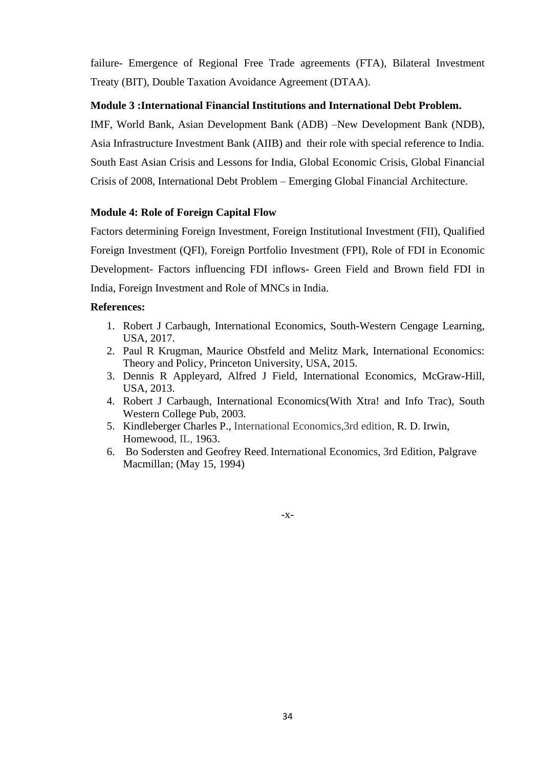failure- Emergence of Regional Free Trade agreements (FTA), Bilateral Investment Treaty (BIT), Double Taxation Avoidance Agreement (DTAA).

**Module 3 :International Financial Institutions and International Debt Problem.**

IMF, World Bank, Asian Development Bank (ADB) –New Development Bank (NDB), Asia Infrastructure Investment Bank (AIIB) and their role with special reference to India. South East Asian Crisis and Lessons for India, Global Economic Crisis, Global Financial Crisis of 2008, International Debt Problem – Emerging Global Financial Architecture.

**Module 4: Role of Foreign Capital Flow**

Factors determining Foreign Investment, Foreign Institutional Investment (FII), Qualified Foreign Investment (QFI), Foreign Portfolio Investment (FPI), Role of FDI in Economic Development- Factors influencing FDI inflows- Green Field and Brown field FDI in India, Foreign Investment and Role of MNCs in India.

**References:**

1. Robert J Carbaugh, International Economics, South-Western Cengage Learning, USA, 2017.
2. Paul R Krugman, Maurice Obstfeld and Melitz Mark, International Economics: Theory and Policy, Princeton University, USA, 2015.
3. Dennis R Appleyard, Alfred J Field, International Economics, McGraw-Hill, USA, 2013.
4. Robert J Carbaugh, International Economics(With Xtra! and Info Trac), South Western College Pub, 2003.
5. Kindleberger Charles P., International Economics,3rd edition, R. D. Irwin, Homewood, IL, 1963.
6. Bo Sodersten and Geofrey Reed, International Economics, 3rd Edition, Palgrave Macmillan; (May 15, 1994)

-x-